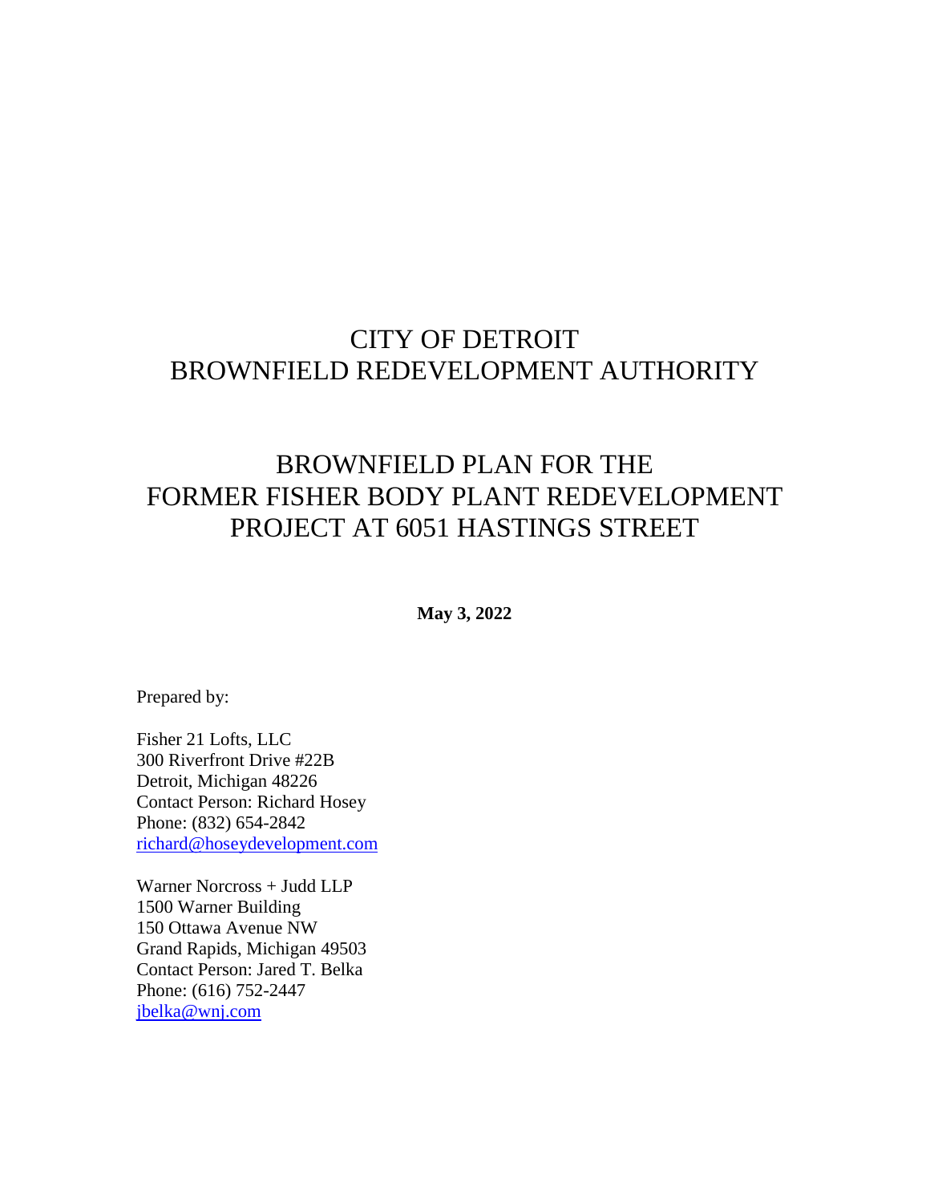# CITY OF DETROIT
# BROWNFIELD REDEVELOPMENT AUTHORITY

# BROWNFIELD PLAN FOR THE FORMER FISHER BODY PLANT REDEVELOPMENT PROJECT AT 6051 HASTINGS STREET

**May 3, 2022**

Prepared by:

Fisher 21 Lofts, LLC
300 Riverfront Drive #22B
Detroit, Michigan 48226
Contact Person: Richard Hosey
Phone: (832) 654-2842
richard@hoseydevelopment.com

Warner Norcross + Judd LLP
1500 Warner Building
150 Ottawa Avenue NW
Grand Rapids, Michigan 49503
Contact Person: Jared T. Belka
Phone: (616) 752-2447
jbelka@wnj.com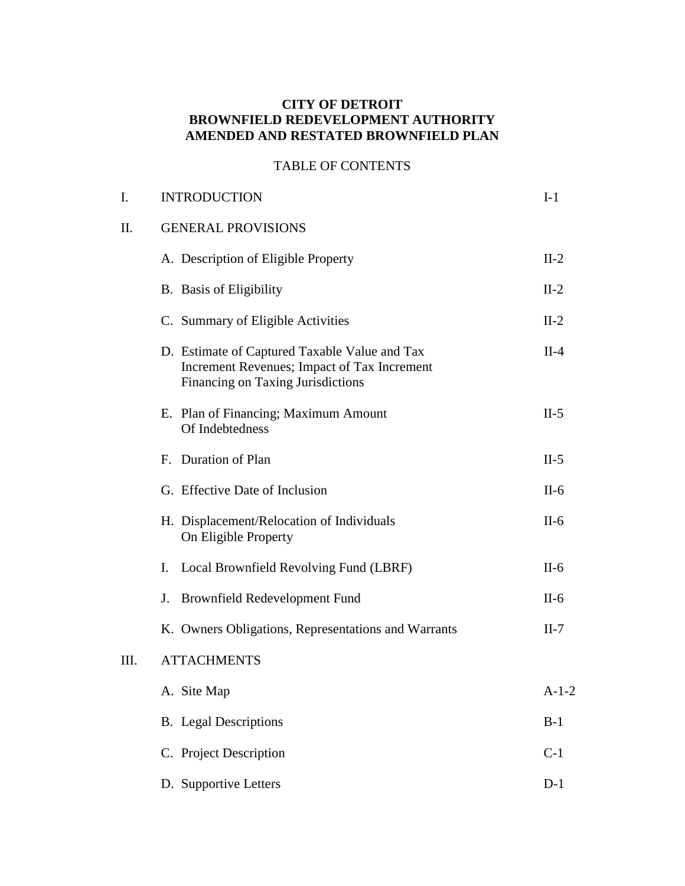**CITY OF DETROIT**
**BROWNFIELD REDEVELOPMENT AUTHORITY**
**AMENDED AND RESTATED BROWNFIELD PLAN**

TABLE OF CONTENTS

| | | |
|---|---|---|
| I. | INTRODUCTION | I-1 |
| II. | GENERAL PROVISIONS | |
| | A. Description of Eligible Property | II-2 |
| | B. Basis of Eligibility | II-2 |
| | C. Summary of Eligible Activities | II-2 |
| | D. Estimate of Captured Taxable Value and Tax Increment Revenues; Impact of Tax Increment Financing on Taxing Jurisdictions | II-4 |
| | E. Plan of Financing; Maximum Amount Of Indebtedness | II-5 |
| | F. Duration of Plan | II-5 |
| | G. Effective Date of Inclusion | II-6 |
| | H. Displacement/Relocation of Individuals On Eligible Property | II-6 |
| | I. Local Brownfield Revolving Fund (LBRF) | II-6 |
| | J. Brownfield Redevelopment Fund | II-6 |
| | K. Owners Obligations, Representations and Warrants | II-7 |
| III. | ATTACHMENTS | |
| | A. Site Map | A-1-2 |
| | B. Legal Descriptions | B-1 |
| | C. Project Description | C-1 |
| | D. Supportive Letters | D-1 |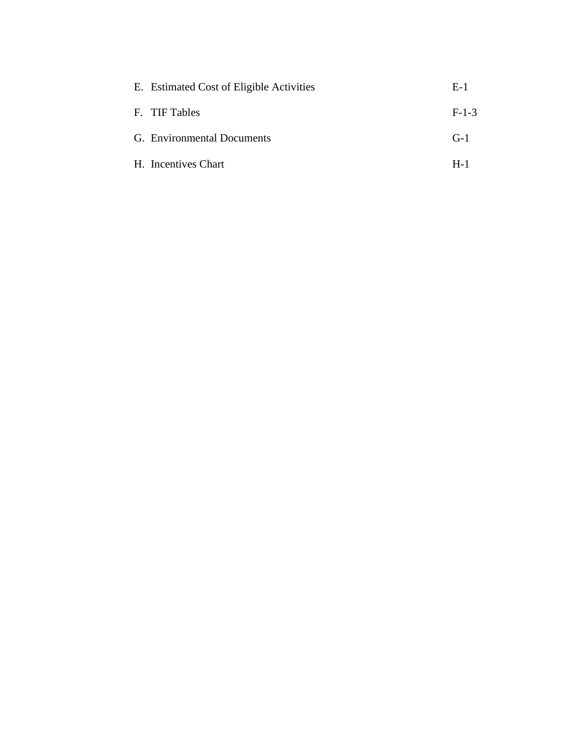| | |
|---|---|
| E. Estimated Cost of Eligible Activities | E-1 |
| F. TIF Tables | F-1-3 |
| G. Environmental Documents | G-1 |
| H. Incentives Chart | H-1 |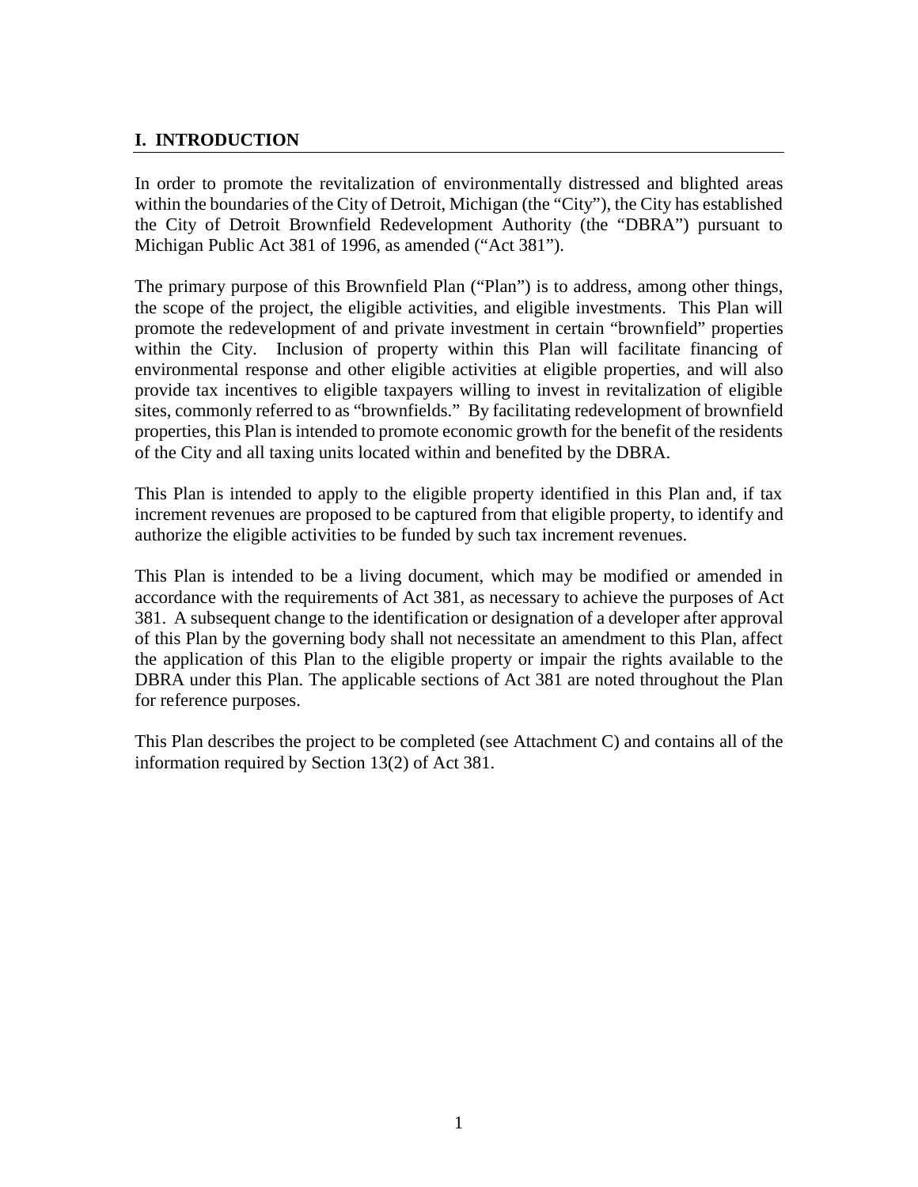## I. INTRODUCTION

In order to promote the revitalization of environmentally distressed and blighted areas within the boundaries of the City of Detroit, Michigan (the "City"), the City has established the City of Detroit Brownfield Redevelopment Authority (the "DBRA") pursuant to Michigan Public Act 381 of 1996, as amended ("Act 381").

The primary purpose of this Brownfield Plan ("Plan") is to address, among other things, the scope of the project, the eligible activities, and eligible investments. This Plan will promote the redevelopment of and private investment in certain "brownfield" properties within the City. Inclusion of property within this Plan will facilitate financing of environmental response and other eligible activities at eligible properties, and will also provide tax incentives to eligible taxpayers willing to invest in revitalization of eligible sites, commonly referred to as "brownfields." By facilitating redevelopment of brownfield properties, this Plan is intended to promote economic growth for the benefit of the residents of the City and all taxing units located within and benefited by the DBRA.

This Plan is intended to apply to the eligible property identified in this Plan and, if tax increment revenues are proposed to be captured from that eligible property, to identify and authorize the eligible activities to be funded by such tax increment revenues.

This Plan is intended to be a living document, which may be modified or amended in accordance with the requirements of Act 381, as necessary to achieve the purposes of Act 381. A subsequent change to the identification or designation of a developer after approval of this Plan by the governing body shall not necessitate an amendment to this Plan, affect the application of this Plan to the eligible property or impair the rights available to the DBRA under this Plan. The applicable sections of Act 381 are noted throughout the Plan for reference purposes.

This Plan describes the project to be completed (see Attachment C) and contains all of the information required by Section 13(2) of Act 381.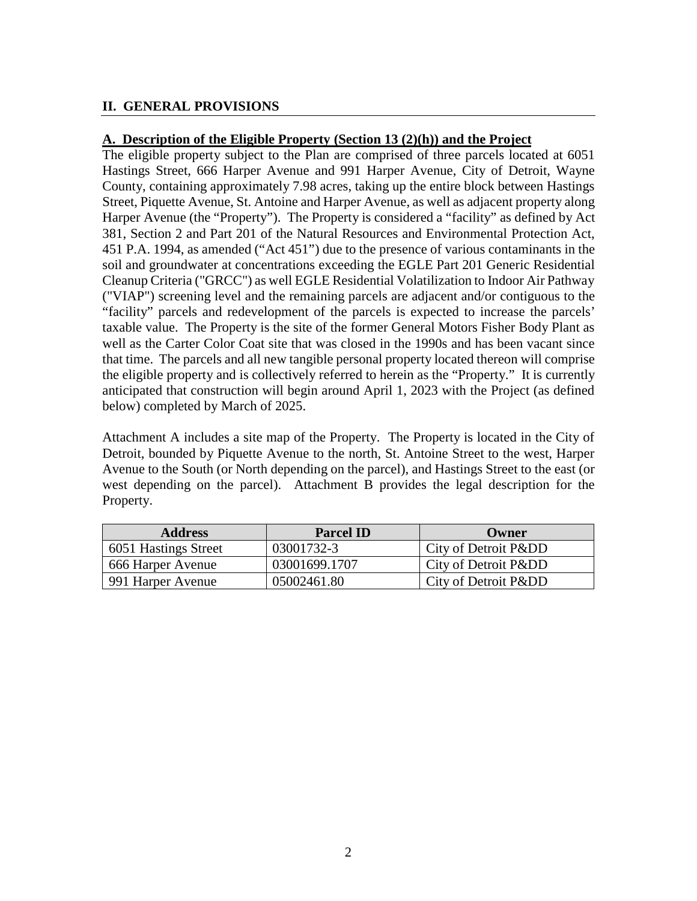## II. GENERAL PROVISIONS

### A. Description of the Eligible Property (Section 13 (2)(h)) and the Project

The eligible property subject to the Plan are comprised of three parcels located at 6051 Hastings Street, 666 Harper Avenue and 991 Harper Avenue, City of Detroit, Wayne County, containing approximately 7.98 acres, taking up the entire block between Hastings Street, Piquette Avenue, St. Antoine and Harper Avenue, as well as adjacent property along Harper Avenue (the "Property"). The Property is considered a "facility" as defined by Act 381, Section 2 and Part 201 of the Natural Resources and Environmental Protection Act, 451 P.A. 1994, as amended ("Act 451") due to the presence of various contaminants in the soil and groundwater at concentrations exceeding the EGLE Part 201 Generic Residential Cleanup Criteria ("GRCC") as well EGLE Residential Volatilization to Indoor Air Pathway ("VIAP") screening level and the remaining parcels are adjacent and/or contiguous to the "facility" parcels and redevelopment of the parcels is expected to increase the parcels' taxable value. The Property is the site of the former General Motors Fisher Body Plant as well as the Carter Color Coat site that was closed in the 1990s and has been vacant since that time. The parcels and all new tangible personal property located thereon will comprise the eligible property and is collectively referred to herein as the "Property." It is currently anticipated that construction will begin around April 1, 2023 with the Project (as defined below) completed by March of 2025.

Attachment A includes a site map of the Property. The Property is located in the City of Detroit, bounded by Piquette Avenue to the north, St. Antoine Street to the west, Harper Avenue to the South (or North depending on the parcel), and Hastings Street to the east (or west depending on the parcel). Attachment B provides the legal description for the Property.

| Address | Parcel ID | Owner |
|---|---|---|
| 6051 Hastings Street | 03001732-3 | City of Detroit P&DD |
| 666 Harper Avenue | 03001699.1707 | City of Detroit P&DD |
| 991 Harper Avenue | 05002461.80 | City of Detroit P&DD |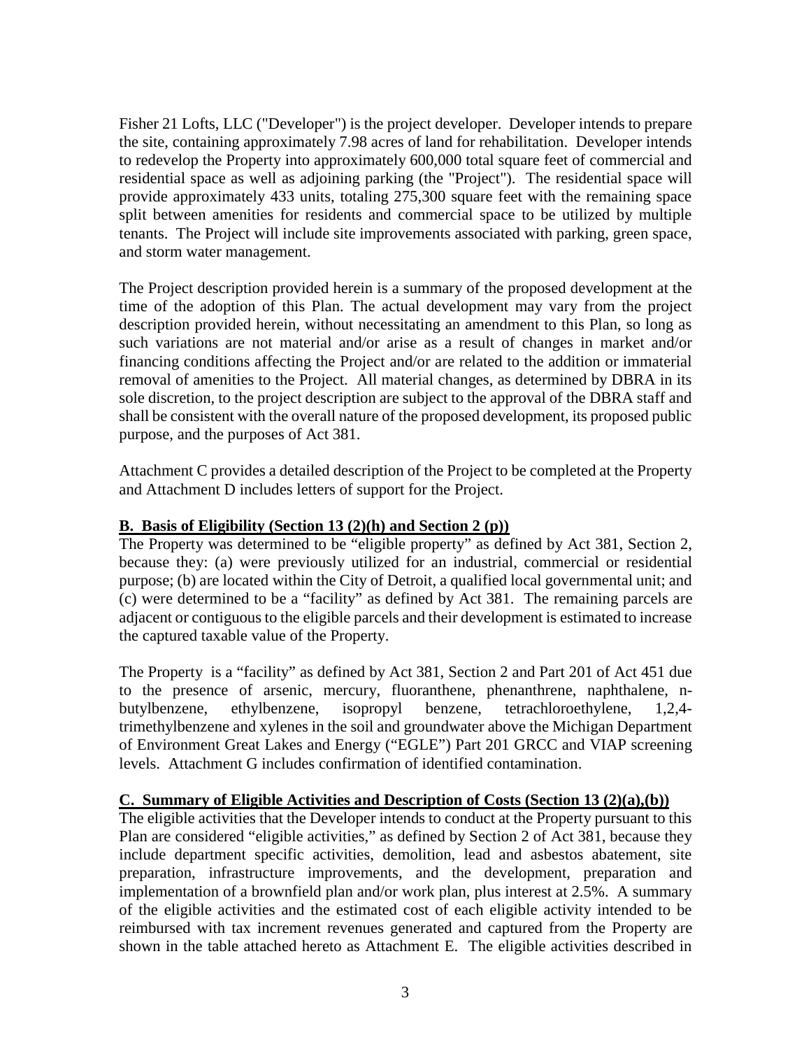Fisher 21 Lofts, LLC ("Developer") is the project developer. Developer intends to prepare the site, containing approximately 7.98 acres of land for rehabilitation. Developer intends to redevelop the Property into approximately 600,000 total square feet of commercial and residential space as well as adjoining parking (the "Project"). The residential space will provide approximately 433 units, totaling 275,300 square feet with the remaining space split between amenities for residents and commercial space to be utilized by multiple tenants. The Project will include site improvements associated with parking, green space, and storm water management.

The Project description provided herein is a summary of the proposed development at the time of the adoption of this Plan. The actual development may vary from the project description provided herein, without necessitating an amendment to this Plan, so long as such variations are not material and/or arise as a result of changes in market and/or financing conditions affecting the Project and/or are related to the addition or immaterial removal of amenities to the Project. All material changes, as determined by DBRA in its sole discretion, to the project description are subject to the approval of the DBRA staff and shall be consistent with the overall nature of the proposed development, its proposed public purpose, and the purposes of Act 381.

Attachment C provides a detailed description of the Project to be completed at the Property and Attachment D includes letters of support for the Project.

**B. Basis of Eligibility (Section 13 (2)(h) and Section 2 (p))**

The Property was determined to be "eligible property" as defined by Act 381, Section 2, because they: (a) were previously utilized for an industrial, commercial or residential purpose; (b) are located within the City of Detroit, a qualified local governmental unit; and (c) were determined to be a "facility" as defined by Act 381. The remaining parcels are adjacent or contiguous to the eligible parcels and their development is estimated to increase the captured taxable value of the Property.

The Property is a "facility" as defined by Act 381, Section 2 and Part 201 of Act 451 due to the presence of arsenic, mercury, fluoranthene, phenanthrene, naphthalene, n-butylbenzene, ethylbenzene, isopropyl benzene, tetrachloroethylene, 1,2,4-trimethylbenzene and xylenes in the soil and groundwater above the Michigan Department of Environment Great Lakes and Energy ("EGLE") Part 201 GRCC and VIAP screening levels. Attachment G includes confirmation of identified contamination.

**C. Summary of Eligible Activities and Description of Costs (Section 13 (2)(a),(b))**

The eligible activities that the Developer intends to conduct at the Property pursuant to this Plan are considered "eligible activities," as defined by Section 2 of Act 381, because they include department specific activities, demolition, lead and asbestos abatement, site preparation, infrastructure improvements, and the development, preparation and implementation of a brownfield plan and/or work plan, plus interest at 2.5%. A summary of the eligible activities and the estimated cost of each eligible activity intended to be reimbursed with tax increment revenues generated and captured from the Property are shown in the table attached hereto as Attachment E. The eligible activities described in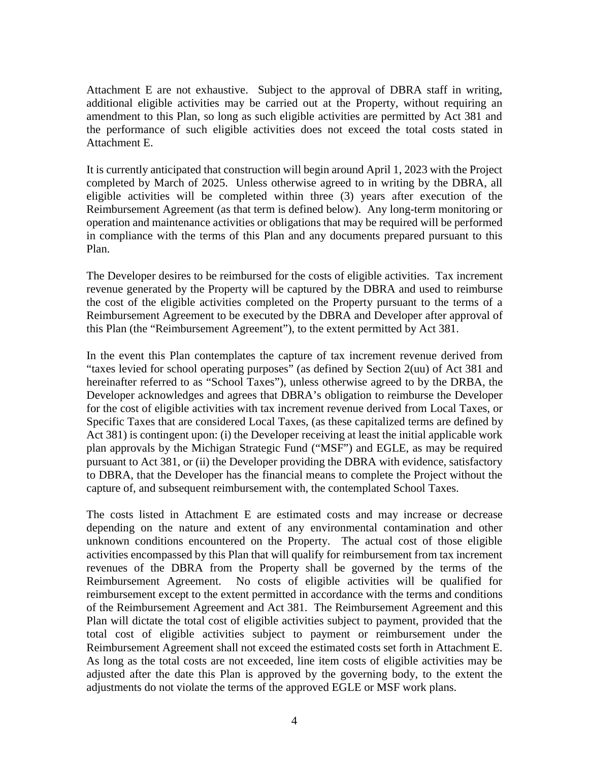Attachment E are not exhaustive. Subject to the approval of DBRA staff in writing, additional eligible activities may be carried out at the Property, without requiring an amendment to this Plan, so long as such eligible activities are permitted by Act 381 and the performance of such eligible activities does not exceed the total costs stated in Attachment E.

It is currently anticipated that construction will begin around April 1, 2023 with the Project completed by March of 2025. Unless otherwise agreed to in writing by the DBRA, all eligible activities will be completed within three (3) years after execution of the Reimbursement Agreement (as that term is defined below). Any long-term monitoring or operation and maintenance activities or obligations that may be required will be performed in compliance with the terms of this Plan and any documents prepared pursuant to this Plan.

The Developer desires to be reimbursed for the costs of eligible activities. Tax increment revenue generated by the Property will be captured by the DBRA and used to reimburse the cost of the eligible activities completed on the Property pursuant to the terms of a Reimbursement Agreement to be executed by the DBRA and Developer after approval of this Plan (the "Reimbursement Agreement"), to the extent permitted by Act 381.

In the event this Plan contemplates the capture of tax increment revenue derived from "taxes levied for school operating purposes" (as defined by Section 2(uu) of Act 381 and hereinafter referred to as "School Taxes"), unless otherwise agreed to by the DRBA, the Developer acknowledges and agrees that DBRA's obligation to reimburse the Developer for the cost of eligible activities with tax increment revenue derived from Local Taxes, or Specific Taxes that are considered Local Taxes, (as these capitalized terms are defined by Act 381) is contingent upon: (i) the Developer receiving at least the initial applicable work plan approvals by the Michigan Strategic Fund ("MSF") and EGLE, as may be required pursuant to Act 381, or (ii) the Developer providing the DBRA with evidence, satisfactory to DBRA, that the Developer has the financial means to complete the Project without the capture of, and subsequent reimbursement with, the contemplated School Taxes.

The costs listed in Attachment E are estimated costs and may increase or decrease depending on the nature and extent of any environmental contamination and other unknown conditions encountered on the Property. The actual cost of those eligible activities encompassed by this Plan that will qualify for reimbursement from tax increment revenues of the DBRA from the Property shall be governed by the terms of the Reimbursement Agreement. No costs of eligible activities will be qualified for reimbursement except to the extent permitted in accordance with the terms and conditions of the Reimbursement Agreement and Act 381. The Reimbursement Agreement and this Plan will dictate the total cost of eligible activities subject to payment, provided that the total cost of eligible activities subject to payment or reimbursement under the Reimbursement Agreement shall not exceed the estimated costs set forth in Attachment E. As long as the total costs are not exceeded, line item costs of eligible activities may be adjusted after the date this Plan is approved by the governing body, to the extent the adjustments do not violate the terms of the approved EGLE or MSF work plans.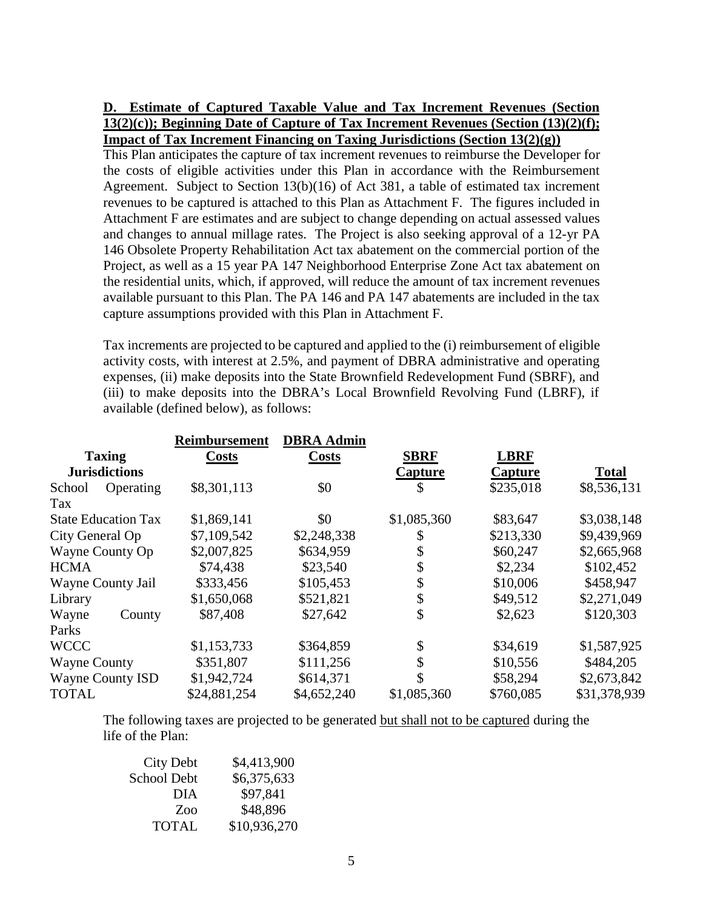**D. Estimate of Captured Taxable Value and Tax Increment Revenues (Section 13(2)(c)); Beginning Date of Capture of Tax Increment Revenues (Section (13)(2)(f); Impact of Tax Increment Financing on Taxing Jurisdictions (Section 13(2)(g))**

This Plan anticipates the capture of tax increment revenues to reimburse the Developer for the costs of eligible activities under this Plan in accordance with the Reimbursement Agreement. Subject to Section 13(b)(16) of Act 381, a table of estimated tax increment revenues to be captured is attached to this Plan as Attachment F. The figures included in Attachment F are estimates and are subject to change depending on actual assessed values and changes to annual millage rates. The Project is also seeking approval of a 12-yr PA 146 Obsolete Property Rehabilitation Act tax abatement on the commercial portion of the Project, as well as a 15 year PA 147 Neighborhood Enterprise Zone Act tax abatement on the residential units, which, if approved, will reduce the amount of tax increment revenues available pursuant to this Plan. The PA 146 and PA 147 abatements are included in the tax capture assumptions provided with this Plan in Attachment F.

Tax increments are projected to be captured and applied to the (i) reimbursement of eligible activity costs, with interest at 2.5%, and payment of DBRA administrative and operating expenses, (ii) make deposits into the State Brownfield Redevelopment Fund (SBRF), and (iii) to make deposits into the DBRA's Local Brownfield Revolving Fund (LBRF), if available (defined below), as follows:

| Taxing Jurisdictions | Reimbursement Costs | DBRA Admin Costs | SBRF Capture | LBRF Capture | Total |
|---|---|---|---|---|---|
| School Operating Tax | $8,301,113 | $0 | $ | $235,018 | $8,536,131 |
| State Education Tax | $1,869,141 | $0 | $1,085,360 | $83,647 | $3,038,148 |
| City General Op | $7,109,542 | $2,248,338 | $ | $213,330 | $9,439,969 |
| Wayne County Op | $2,007,825 | $634,959 | $ | $60,247 | $2,665,968 |
| HCMA | $74,438 | $23,540 | $ | $2,234 | $102,452 |
| Wayne County Jail | $333,456 | $105,453 | $ | $10,006 | $458,947 |
| Library | $1,650,068 | $521,821 | $ | $49,512 | $2,271,049 |
| Wayne County Parks | $87,408 | $27,642 | $ | $2,623 | $120,303 |
| WCCC | $1,153,733 | $364,859 | $ | $34,619 | $1,587,925 |
| Wayne County | $351,807 | $111,256 | $ | $10,556 | $484,205 |
| Wayne County ISD | $1,942,724 | $614,371 | $ | $58,294 | $2,673,842 |
| TOTAL | $24,881,254 | $4,652,240 | $1,085,360 | $760,085 | $31,378,939 |

The following taxes are projected to be generated <u>but shall not to be captured</u> during the life of the Plan:

| | |
|---|---|
| City Debt | $4,413,900 |
| School Debt | $6,375,633 |
| DIA | $97,841 |
| Zoo | $48,896 |
| TOTAL | $10,936,270 |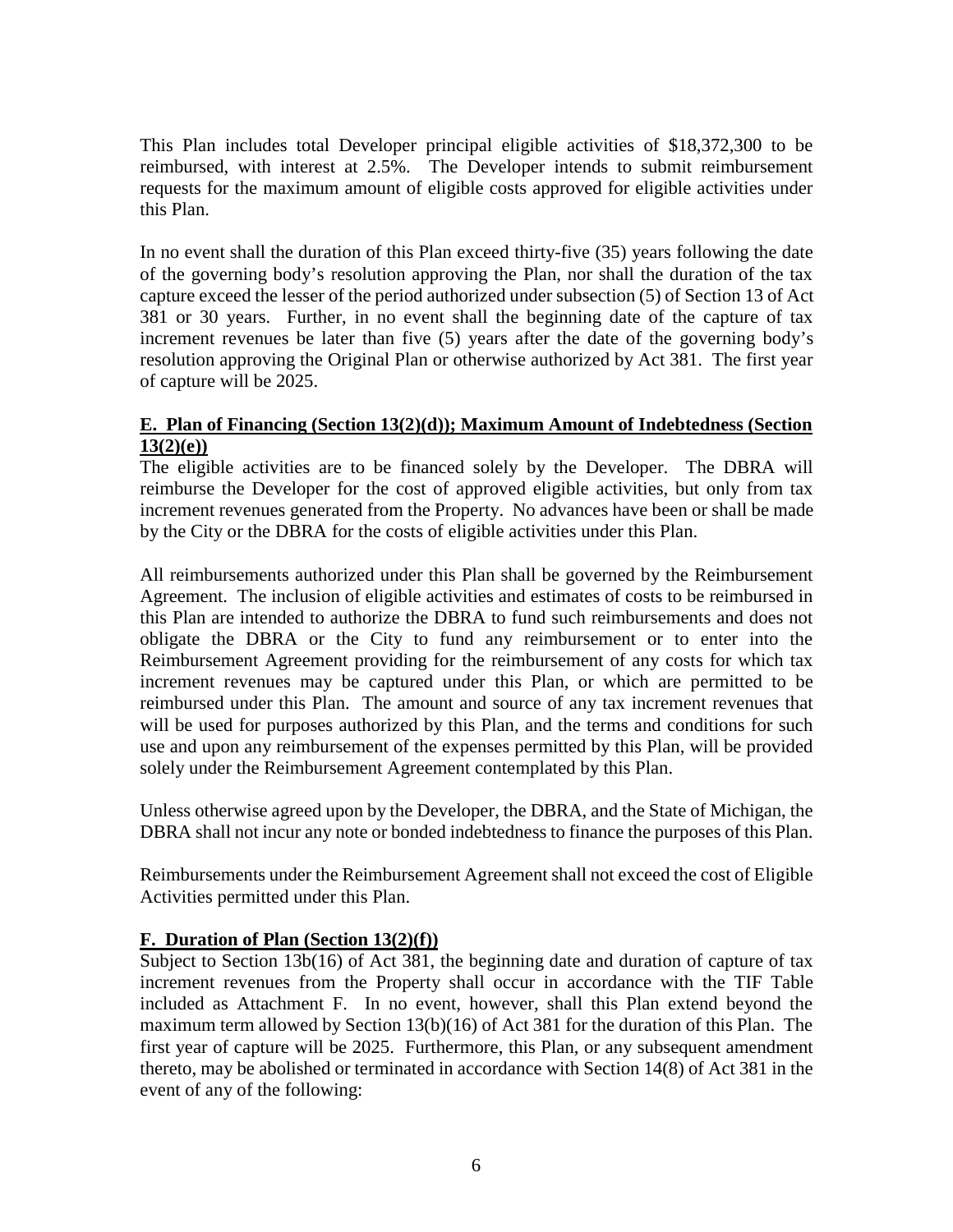This Plan includes total Developer principal eligible activities of $18,372,300 to be reimbursed, with interest at 2.5%. The Developer intends to submit reimbursement requests for the maximum amount of eligible costs approved for eligible activities under this Plan.

In no event shall the duration of this Plan exceed thirty-five (35) years following the date of the governing body's resolution approving the Plan, nor shall the duration of the tax capture exceed the lesser of the period authorized under subsection (5) of Section 13 of Act 381 or 30 years. Further, in no event shall the beginning date of the capture of tax increment revenues be later than five (5) years after the date of the governing body's resolution approving the Original Plan or otherwise authorized by Act 381. The first year of capture will be 2025.

**E. Plan of Financing (Section 13(2)(d)); Maximum Amount of Indebtedness (Section 13(2)(e))**

The eligible activities are to be financed solely by the Developer. The DBRA will reimburse the Developer for the cost of approved eligible activities, but only from tax increment revenues generated from the Property. No advances have been or shall be made by the City or the DBRA for the costs of eligible activities under this Plan.

All reimbursements authorized under this Plan shall be governed by the Reimbursement Agreement. The inclusion of eligible activities and estimates of costs to be reimbursed in this Plan are intended to authorize the DBRA to fund such reimbursements and does not obligate the DBRA or the City to fund any reimbursement or to enter into the Reimbursement Agreement providing for the reimbursement of any costs for which tax increment revenues may be captured under this Plan, or which are permitted to be reimbursed under this Plan. The amount and source of any tax increment revenues that will be used for purposes authorized by this Plan, and the terms and conditions for such use and upon any reimbursement of the expenses permitted by this Plan, will be provided solely under the Reimbursement Agreement contemplated by this Plan.

Unless otherwise agreed upon by the Developer, the DBRA, and the State of Michigan, the DBRA shall not incur any note or bonded indebtedness to finance the purposes of this Plan.

Reimbursements under the Reimbursement Agreement shall not exceed the cost of Eligible Activities permitted under this Plan.

**F. Duration of Plan (Section 13(2)(f))**

Subject to Section 13b(16) of Act 381, the beginning date and duration of capture of tax increment revenues from the Property shall occur in accordance with the TIF Table included as Attachment F. In no event, however, shall this Plan extend beyond the maximum term allowed by Section 13(b)(16) of Act 381 for the duration of this Plan. The first year of capture will be 2025. Furthermore, this Plan, or any subsequent amendment thereto, may be abolished or terminated in accordance with Section 14(8) of Act 381 in the event of any of the following: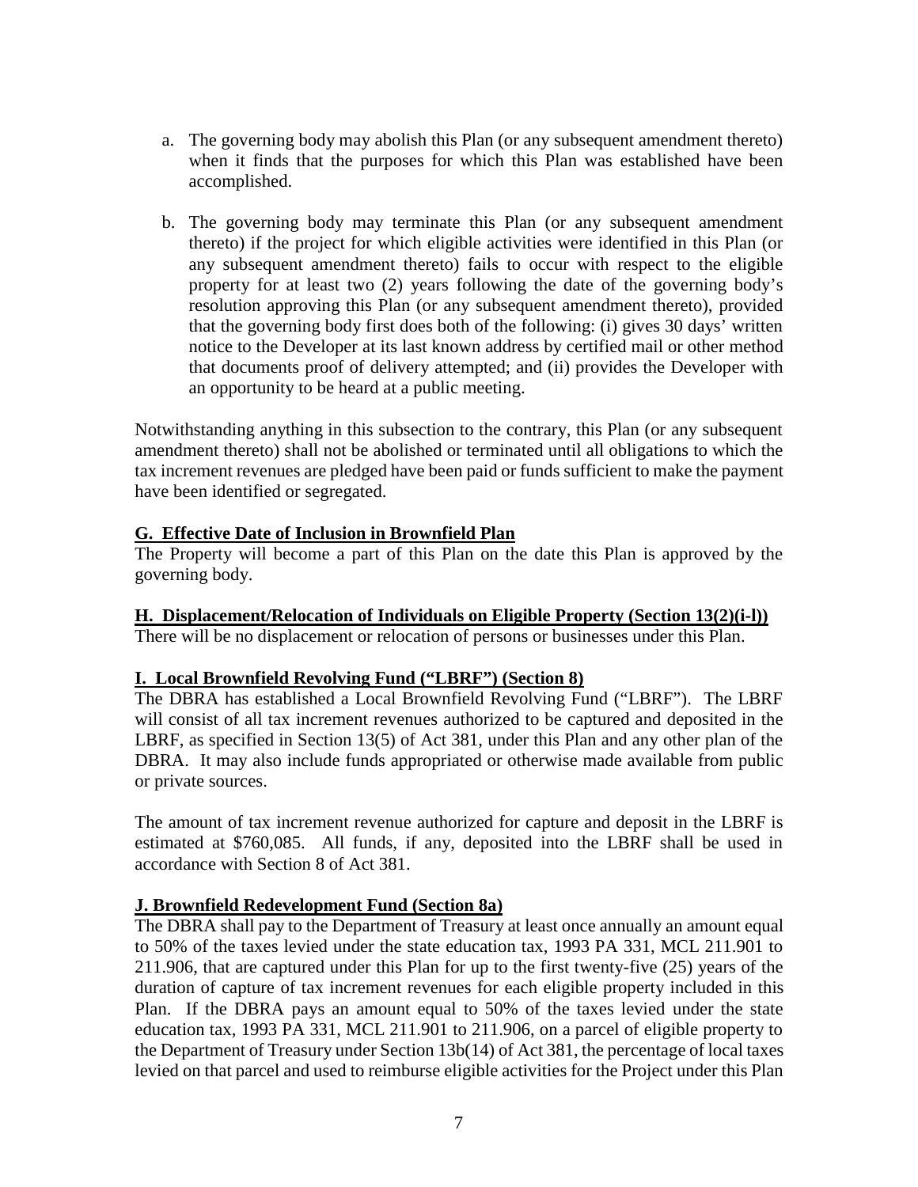a. The governing body may abolish this Plan (or any subsequent amendment thereto) when it finds that the purposes for which this Plan was established have been accomplished.

b. The governing body may terminate this Plan (or any subsequent amendment thereto) if the project for which eligible activities were identified in this Plan (or any subsequent amendment thereto) fails to occur with respect to the eligible property for at least two (2) years following the date of the governing body's resolution approving this Plan (or any subsequent amendment thereto), provided that the governing body first does both of the following: (i) gives 30 days' written notice to the Developer at its last known address by certified mail or other method that documents proof of delivery attempted; and (ii) provides the Developer with an opportunity to be heard at a public meeting.

Notwithstanding anything in this subsection to the contrary, this Plan (or any subsequent amendment thereto) shall not be abolished or terminated until all obligations to which the tax increment revenues are pledged have been paid or funds sufficient to make the payment have been identified or segregated.

**G. Effective Date of Inclusion in Brownfield Plan**

The Property will become a part of this Plan on the date this Plan is approved by the governing body.

**H. Displacement/Relocation of Individuals on Eligible Property (Section 13(2)(i-l))**

There will be no displacement or relocation of persons or businesses under this Plan.

**I. Local Brownfield Revolving Fund ("LBRF") (Section 8)**

The DBRA has established a Local Brownfield Revolving Fund ("LBRF"). The LBRF will consist of all tax increment revenues authorized to be captured and deposited in the LBRF, as specified in Section 13(5) of Act 381, under this Plan and any other plan of the DBRA. It may also include funds appropriated or otherwise made available from public or private sources.

The amount of tax increment revenue authorized for capture and deposit in the LBRF is estimated at $760,085. All funds, if any, deposited into the LBRF shall be used in accordance with Section 8 of Act 381.

**J. Brownfield Redevelopment Fund (Section 8a)**

The DBRA shall pay to the Department of Treasury at least once annually an amount equal to 50% of the taxes levied under the state education tax, 1993 PA 331, MCL 211.901 to 211.906, that are captured under this Plan for up to the first twenty-five (25) years of the duration of capture of tax increment revenues for each eligible property included in this Plan. If the DBRA pays an amount equal to 50% of the taxes levied under the state education tax, 1993 PA 331, MCL 211.901 to 211.906, on a parcel of eligible property to the Department of Treasury under Section 13b(14) of Act 381, the percentage of local taxes levied on that parcel and used to reimburse eligible activities for the Project under this Plan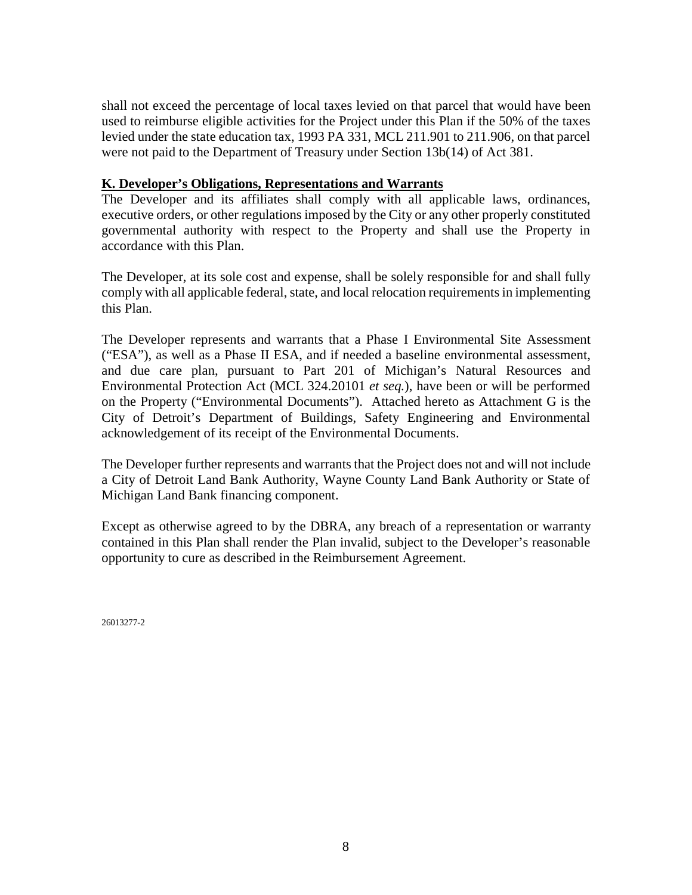shall not exceed the percentage of local taxes levied on that parcel that would have been used to reimburse eligible activities for the Project under this Plan if the 50% of the taxes levied under the state education tax, 1993 PA 331, MCL 211.901 to 211.906, on that parcel were not paid to the Department of Treasury under Section 13b(14) of Act 381.

## K. Developer's Obligations, Representations and Warrants

The Developer and its affiliates shall comply with all applicable laws, ordinances, executive orders, or other regulations imposed by the City or any other properly constituted governmental authority with respect to the Property and shall use the Property in accordance with this Plan.

The Developer, at its sole cost and expense, shall be solely responsible for and shall fully comply with all applicable federal, state, and local relocation requirements in implementing this Plan.

The Developer represents and warrants that a Phase I Environmental Site Assessment ("ESA"), as well as a Phase II ESA, and if needed a baseline environmental assessment, and due care plan, pursuant to Part 201 of Michigan's Natural Resources and Environmental Protection Act (MCL 324.20101 *et seq.*), have been or will be performed on the Property ("Environmental Documents"). Attached hereto as Attachment G is the City of Detroit's Department of Buildings, Safety Engineering and Environmental acknowledgement of its receipt of the Environmental Documents.

The Developer further represents and warrants that the Project does not and will not include a City of Detroit Land Bank Authority, Wayne County Land Bank Authority or State of Michigan Land Bank financing component.

Except as otherwise agreed to by the DBRA, any breach of a representation or warranty contained in this Plan shall render the Plan invalid, subject to the Developer's reasonable opportunity to cure as described in the Reimbursement Agreement.

26013277-2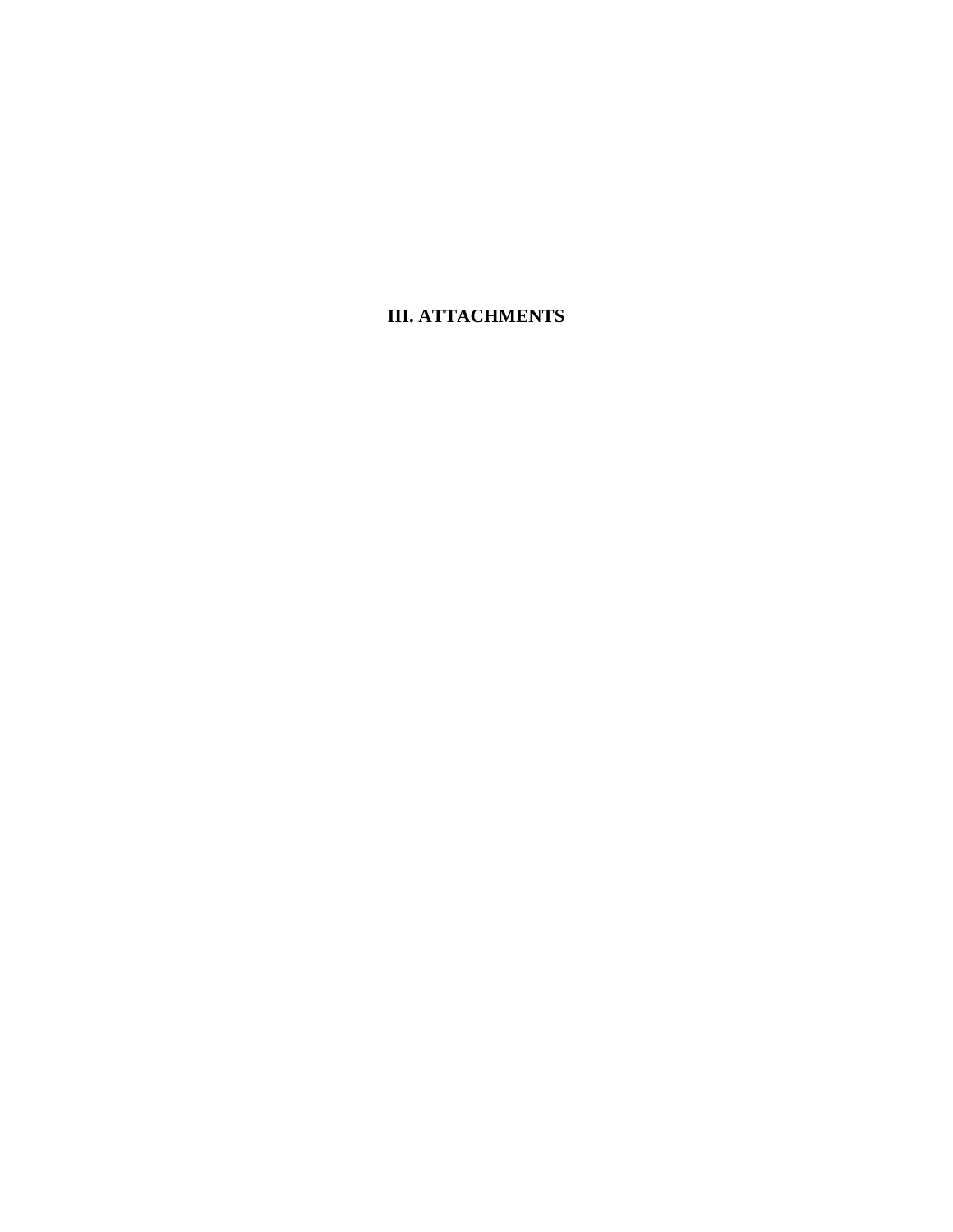# III. ATTACHMENTS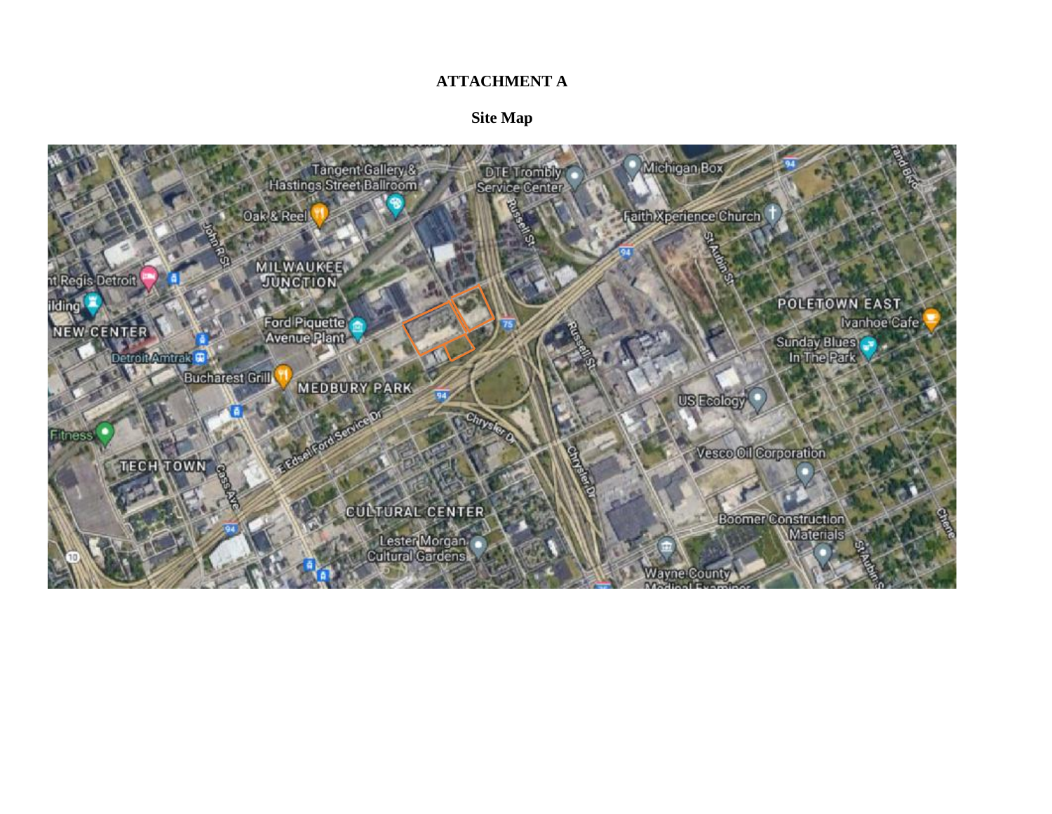# ATTACHMENT A

## Site Map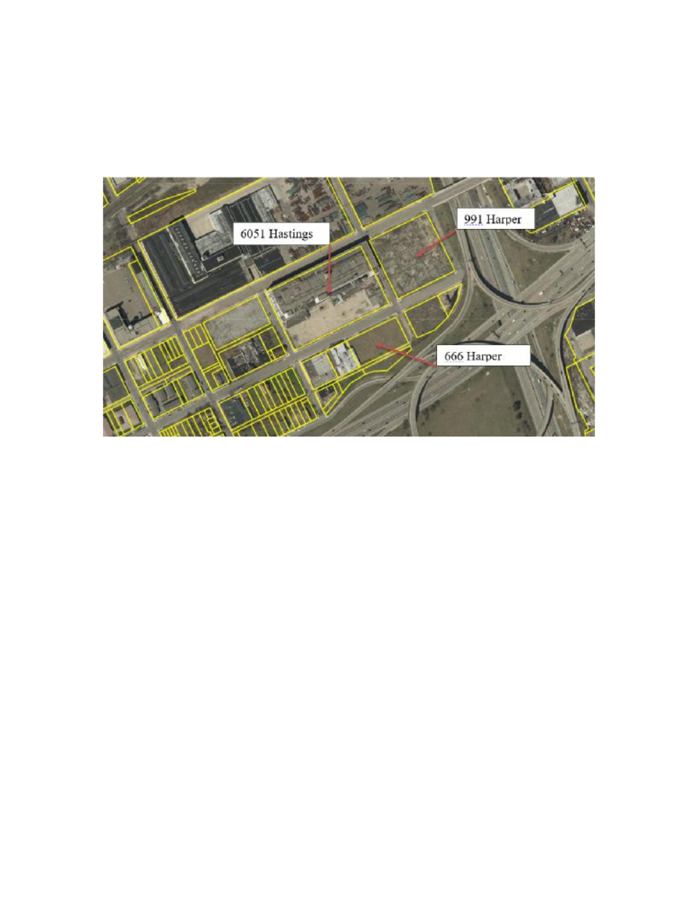6051 Hastings

991 Harper

666 Harper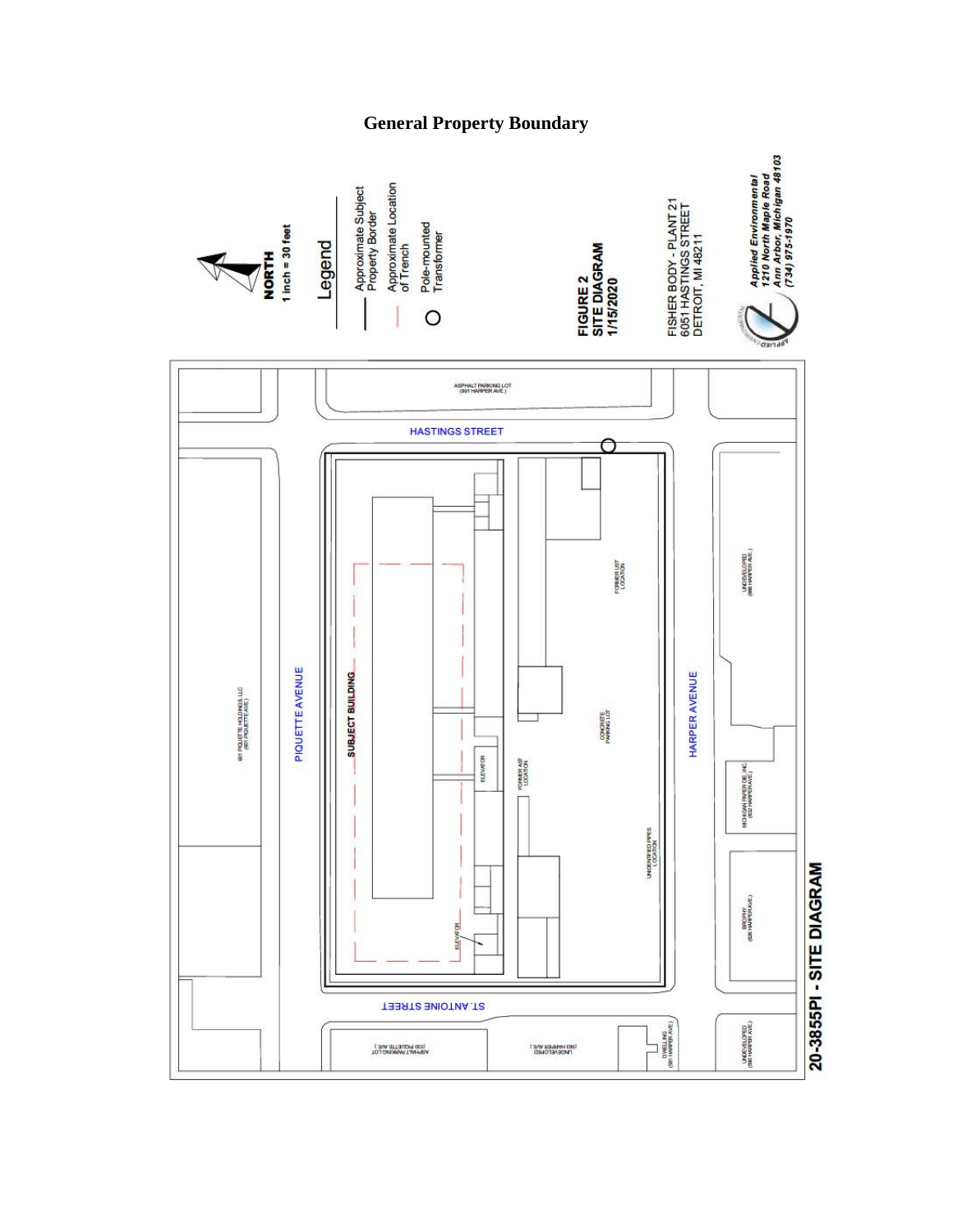## General Property Boundary

NORTH
1 inch = 30 feet

Legend

- Approximate Subject Property Border
- Approximate Location of Trench
- Pole-mounted Transformer

FIGURE 2
SITE DIAGRAM
1/15/2020

FISHER BODY - PLANT 21
6051 HASTINGS STREET
DETROIT, MI 48211

*Applied Environmental*
*1210 North Maple Road*
*Ann Arbor, Michigan 48103*
*(734) 975-1970*

ASPHALT PARKING LOT (891 HARPER AVE.)

HASTINGS STREET

PIQUETTE AVENUE

801 PIQUETTE HOLDINGS, LLC (801 PIQUETTE AVE.)

SUBJECT BUILDING

ELEVATOR

ELEVATOR

FORMER AST LOCATION

FORMER UST LOCATION

CONCRETE PARKING LOT

UNIDENTIFIED PIPES LOCATION

HARPER AVENUE

UNDEVELOPED (886 HARPER AVE.)

MICHIGAN PAPER DIE, INC. (832 HARPER AVE.)

BROPHY (828 HARPER AVE.)

ST. ANTOINE STREET

ASPHALT PARKING LOT (530 PIQUETTE AVE.)

UNDEVELOPED (583 HARPER AVE.)

DWELLING (581 HARPER AVE.)

UNDEVELOPED (580 HARPER AVE.)

20-3855PI - SITE DIAGRAM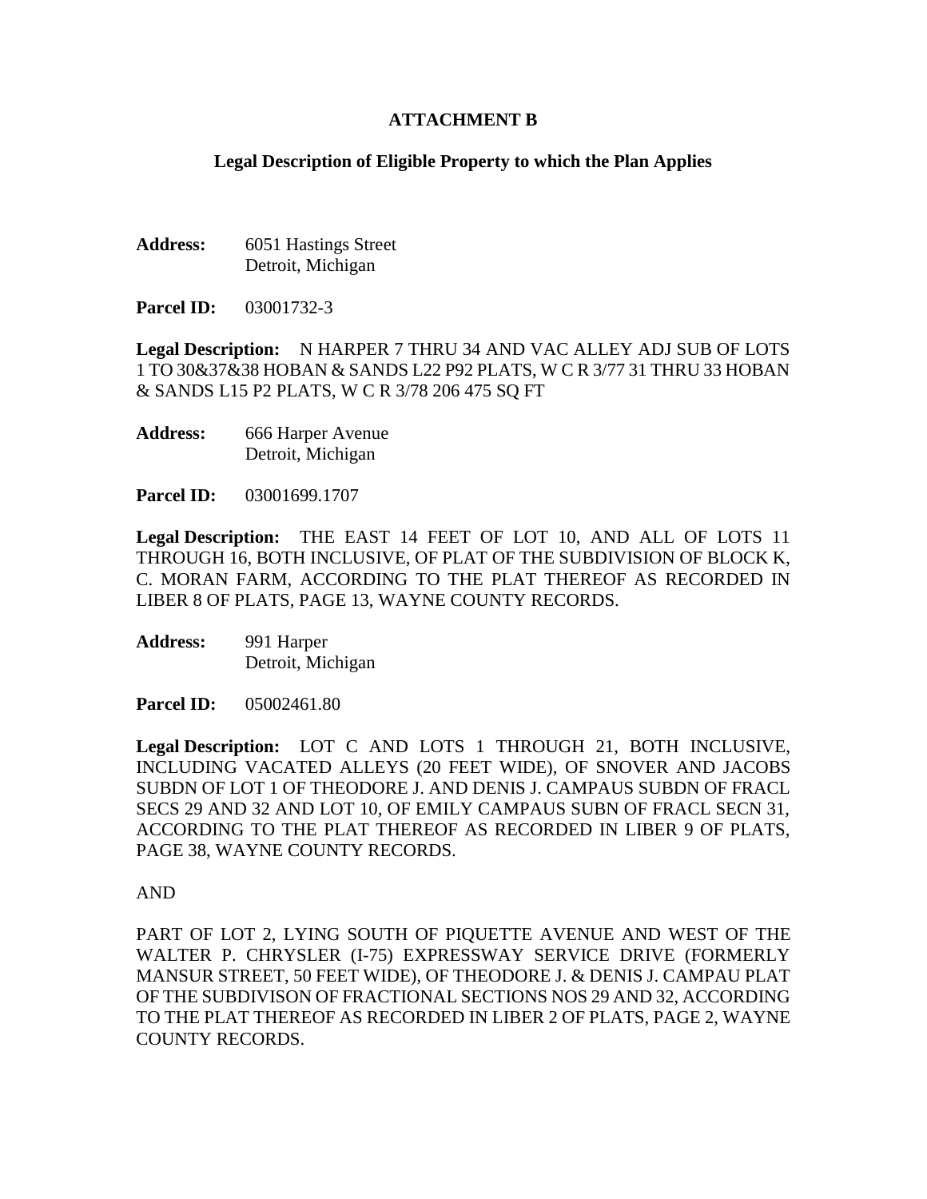# ATTACHMENT B

## Legal Description of Eligible Property to which the Plan Applies

**Address:** 6051 Hastings Street
Detroit, Michigan

**Parcel ID:** 03001732-3

**Legal Description:** N HARPER 7 THRU 34 AND VAC ALLEY ADJ SUB OF LOTS 1 TO 30&37&38 HOBAN & SANDS L22 P92 PLATS, W C R 3/77 31 THRU 33 HOBAN & SANDS L15 P2 PLATS, W C R 3/78 206 475 SQ FT

**Address:** 666 Harper Avenue
Detroit, Michigan

**Parcel ID:** 03001699.1707

**Legal Description:** THE EAST 14 FEET OF LOT 10, AND ALL OF LOTS 11 THROUGH 16, BOTH INCLUSIVE, OF PLAT OF THE SUBDIVISION OF BLOCK K, C. MORAN FARM, ACCORDING TO THE PLAT THEREOF AS RECORDED IN LIBER 8 OF PLATS, PAGE 13, WAYNE COUNTY RECORDS.

**Address:** 991 Harper
Detroit, Michigan

**Parcel ID:** 05002461.80

**Legal Description:** LOT C AND LOTS 1 THROUGH 21, BOTH INCLUSIVE, INCLUDING VACATED ALLEYS (20 FEET WIDE), OF SNOVER AND JACOBS SUBDN OF LOT 1 OF THEODORE J. AND DENIS J. CAMPAUS SUBDN OF FRACL SECS 29 AND 32 AND LOT 10, OF EMILY CAMPAUS SUBN OF FRACL SECN 31, ACCORDING TO THE PLAT THEREOF AS RECORDED IN LIBER 9 OF PLATS, PAGE 38, WAYNE COUNTY RECORDS.

AND

PART OF LOT 2, LYING SOUTH OF PIQUETTE AVENUE AND WEST OF THE WALTER P. CHRYSLER (I-75) EXPRESSWAY SERVICE DRIVE (FORMERLY MANSUR STREET, 50 FEET WIDE), OF THEODORE J. & DENIS J. CAMPAU PLAT OF THE SUBDIVISON OF FRACTIONAL SECTIONS NOS 29 AND 32, ACCORDING TO THE PLAT THEREOF AS RECORDED IN LIBER 2 OF PLATS, PAGE 2, WAYNE COUNTY RECORDS.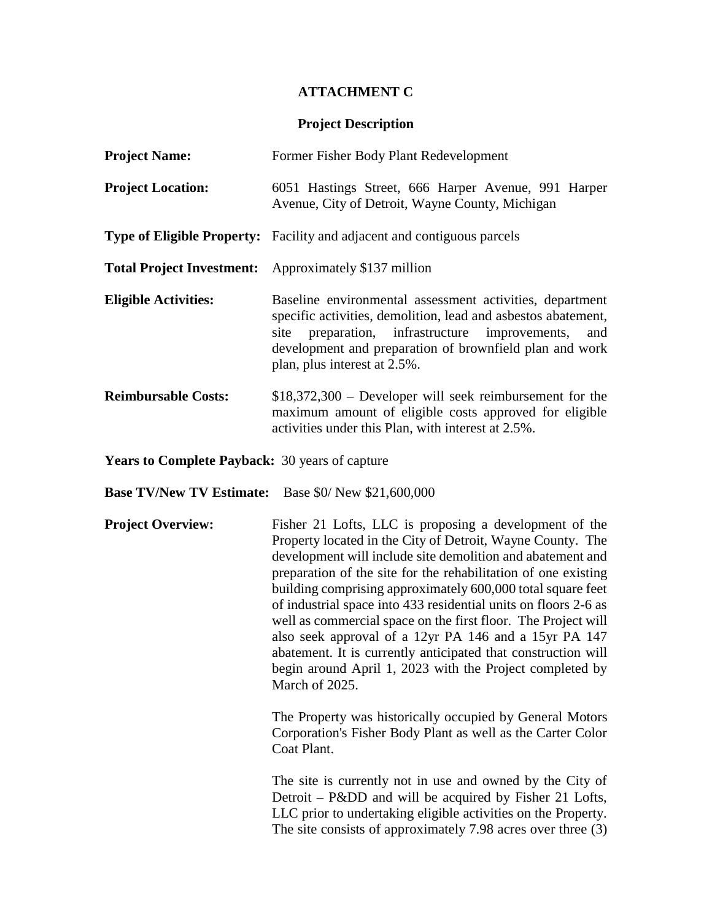# ATTACHMENT C

## Project Description

**Project Name:** Former Fisher Body Plant Redevelopment

**Project Location:** 6051 Hastings Street, 666 Harper Avenue, 991 Harper Avenue, City of Detroit, Wayne County, Michigan

**Type of Eligible Property:** Facility and adjacent and contiguous parcels

**Total Project Investment:** Approximately $137 million

**Eligible Activities:** Baseline environmental assessment activities, department specific activities, demolition, lead and asbestos abatement, site preparation, infrastructure improvements, and development and preparation of brownfield plan and work plan, plus interest at 2.5%.

**Reimbursable Costs:** $18,372,300 – Developer will seek reimbursement for the maximum amount of eligible costs approved for eligible activities under this Plan, with interest at 2.5%.

**Years to Complete Payback:** 30 years of capture

**Base TV/New TV Estimate:** Base $0/ New $21,600,000

**Project Overview:** Fisher 21 Lofts, LLC is proposing a development of the Property located in the City of Detroit, Wayne County. The development will include site demolition and abatement and preparation of the site for the rehabilitation of one existing building comprising approximately 600,000 total square feet of industrial space into 433 residential units on floors 2-6 as well as commercial space on the first floor. The Project will also seek approval of a 12yr PA 146 and a 15yr PA 147 abatement. It is currently anticipated that construction will begin around April 1, 2023 with the Project completed by March of 2025.

The Property was historically occupied by General Motors Corporation's Fisher Body Plant as well as the Carter Color Coat Plant.

The site is currently not in use and owned by the City of Detroit – P&DD and will be acquired by Fisher 21 Lofts, LLC prior to undertaking eligible activities on the Property. The site consists of approximately 7.98 acres over three (3)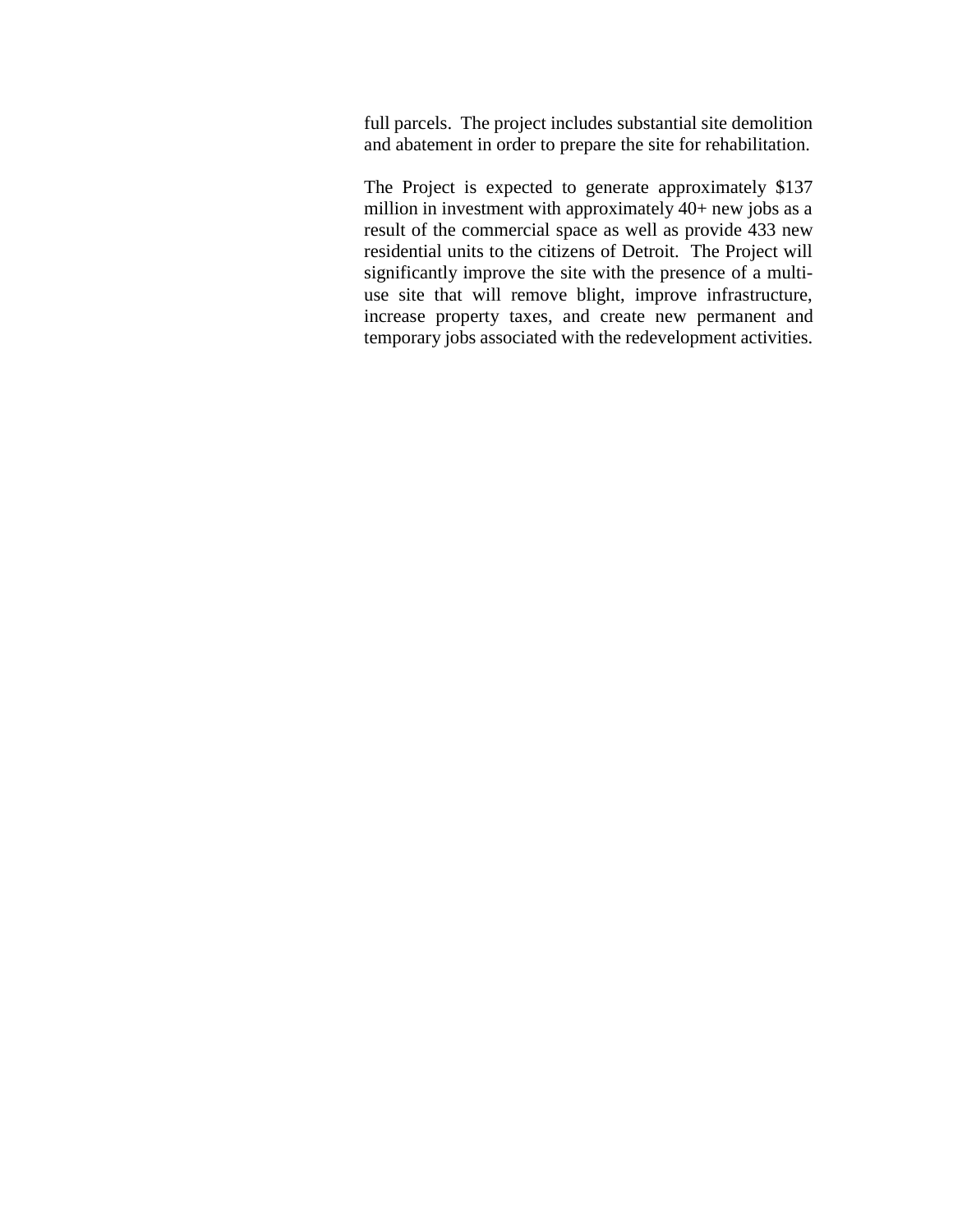full parcels. The project includes substantial site demolition and abatement in order to prepare the site for rehabilitation.

The Project is expected to generate approximately $137 million in investment with approximately 40+ new jobs as a result of the commercial space as well as provide 433 new residential units to the citizens of Detroit. The Project will significantly improve the site with the presence of a multi-use site that will remove blight, improve infrastructure, increase property taxes, and create new permanent and temporary jobs associated with the redevelopment activities.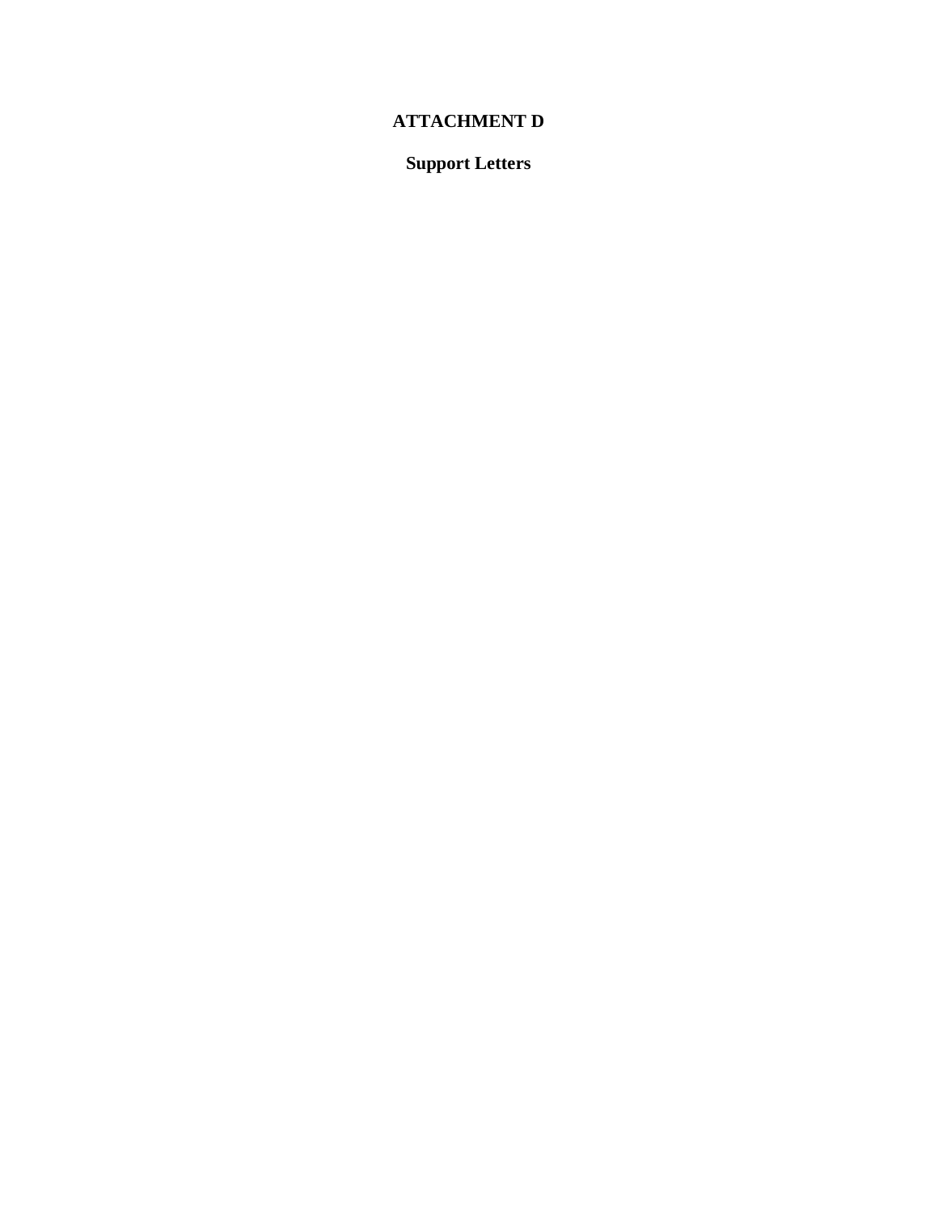# ATTACHMENT D

## Support Letters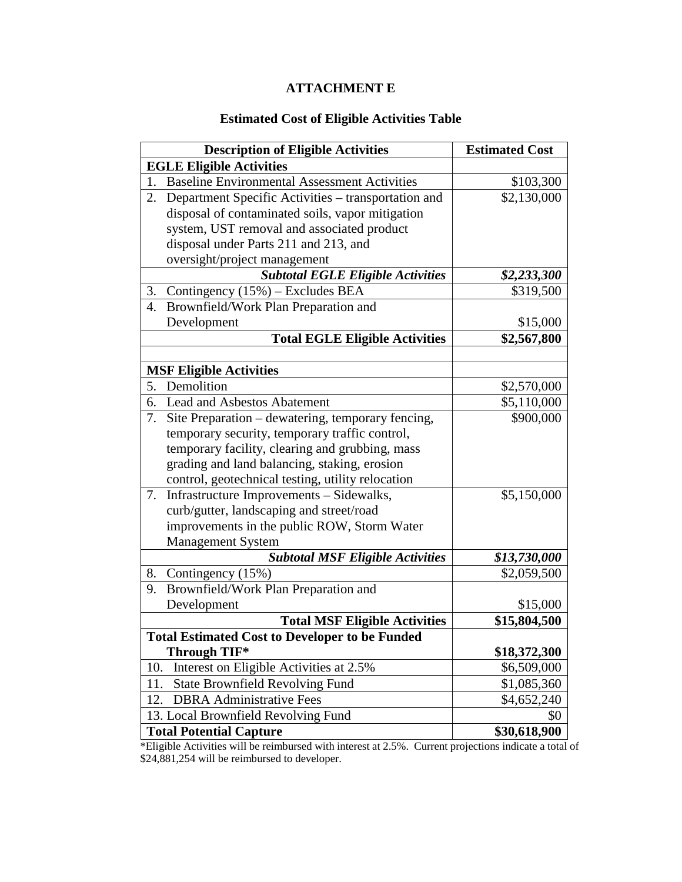# ATTACHMENT E

## Estimated Cost of Eligible Activities Table

| Description of Eligible Activities | Estimated Cost |
|---|---|
| **EGLE Eligible Activities** | |
| 1. Baseline Environmental Assessment Activities | $103,300 |
| 2. Department Specific Activities – transportation and disposal of contaminated soils, vapor mitigation system, UST removal and associated product disposal under Parts 211 and 213, and oversight/project management | $2,130,000 |
| ***Subtotal EGLE Eligible Activities*** | ***$2,233,300*** |
| 3. Contingency (15%) – Excludes BEA | $319,500 |
| 4. Brownfield/Work Plan Preparation and Development | $15,000 |
| **Total EGLE Eligible Activities** | **$2,567,800** |
| | |
| **MSF Eligible Activities** | |
| 5. Demolition | $2,570,000 |
| 6. Lead and Asbestos Abatement | $5,110,000 |
| 7. Site Preparation – dewatering, temporary fencing, temporary security, temporary traffic control, temporary facility, clearing and grubbing, mass grading and land balancing, staking, erosion control, geotechnical testing, utility relocation | $900,000 |
| 7. Infrastructure Improvements – Sidewalks, curb/gutter, landscaping and street/road improvements in the public ROW, Storm Water Management System | $5,150,000 |
| ***Subtotal MSF Eligible Activities*** | ***$13,730,000*** |
| 8. Contingency (15%) | $2,059,500 |
| 9. Brownfield/Work Plan Preparation and Development | $15,000 |
| **Total MSF Eligible Activities** | **$15,804,500** |
| **Total Estimated Cost to Developer to be Funded Through TIF*** | **$18,372,300** |
| 10. Interest on Eligible Activities at 2.5% | $6,509,000 |
| 11. State Brownfield Revolving Fund | $1,085,360 |
| 12. DBRA Administrative Fees | $4,652,240 |
| 13. Local Brownfield Revolving Fund | $0 |
| **Total Potential Capture** | **$30,618,900** |

*Eligible Activities will be reimbursed with interest at 2.5%. Current projections indicate a total of $24,881,254 will be reimbursed to developer.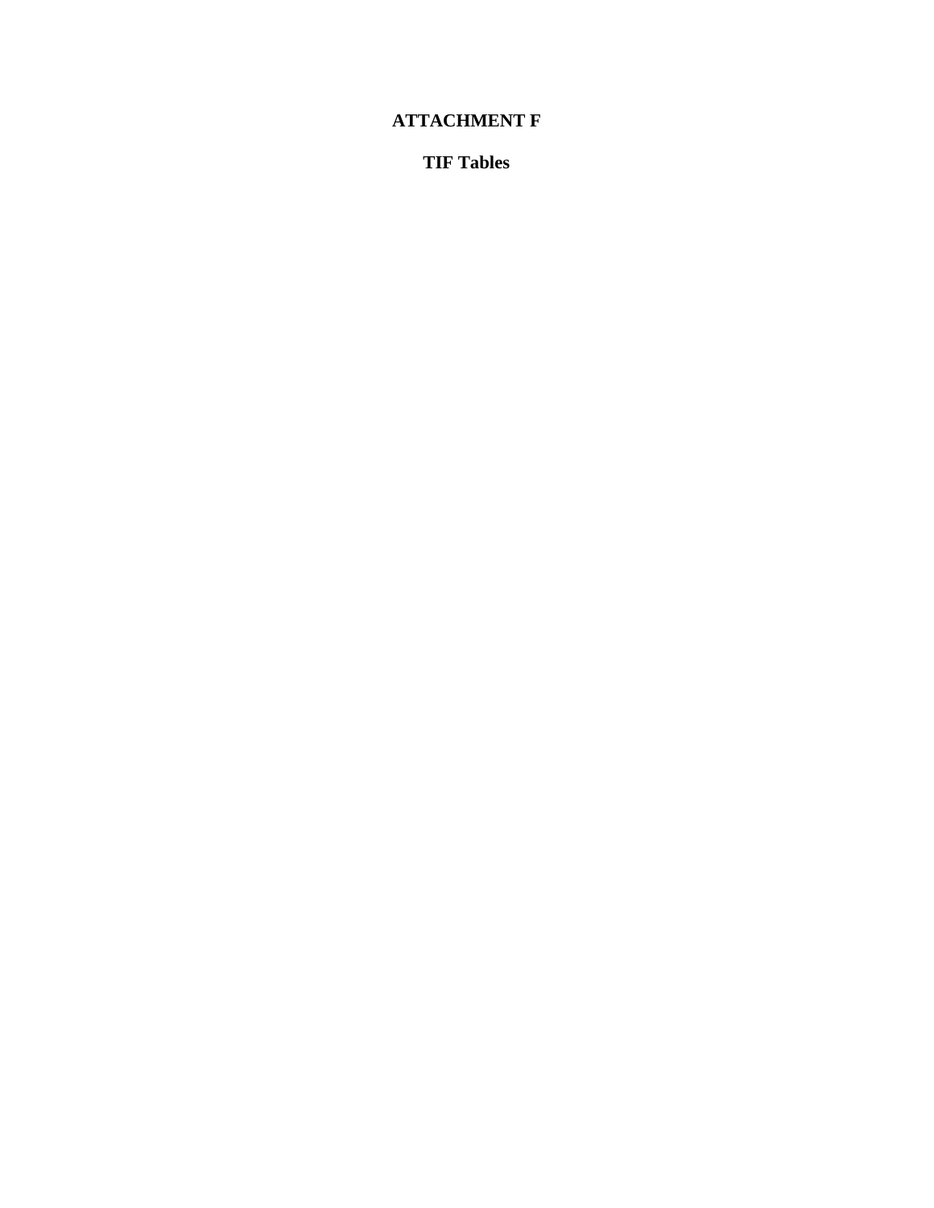# ATTACHMENT F

## TIF Tables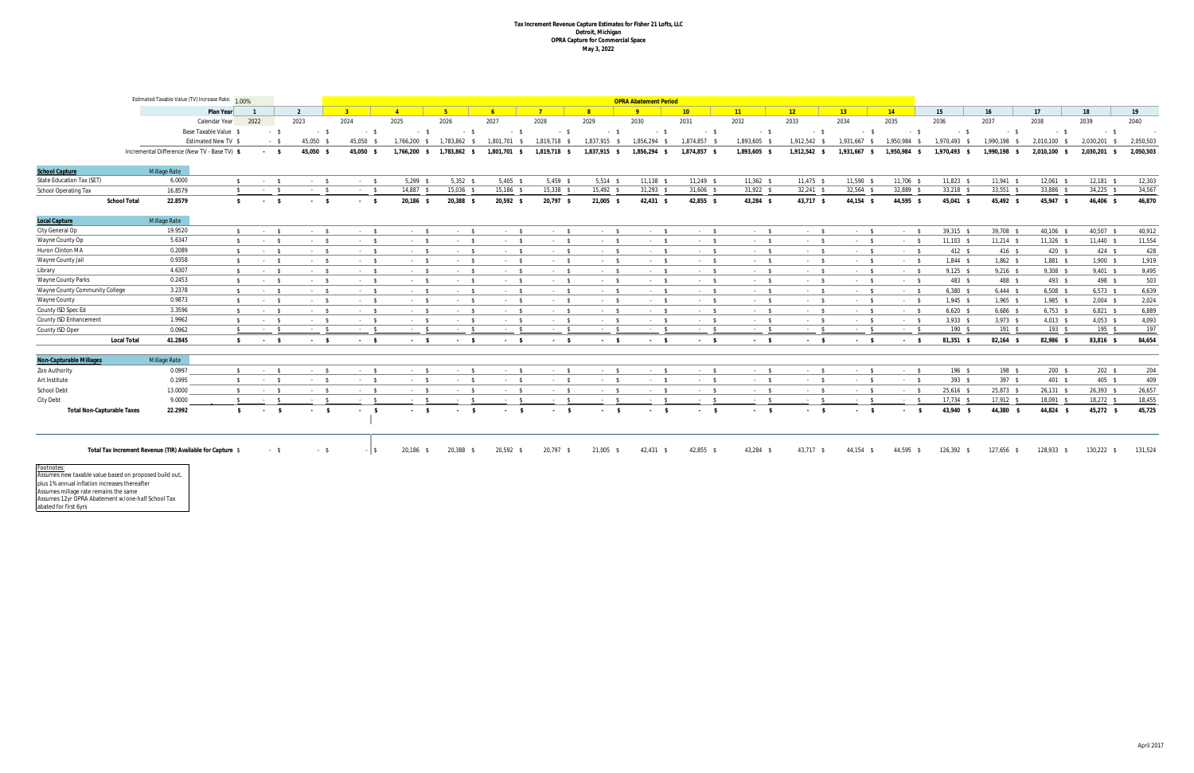**Tax Increment Revenue Capture Estimates for Fisher 21 Lofts, LLC**
**Detroit, Michigan**
**OPRA Capture for Commercial Space**
**May 3, 2022**

Estimated Taxable Value (TV) Increase Rate: 1.00%

OPRA Abatement Period: Plan Years 3–14

| | Millage Rate | | | | | | | | | | | | | | | | | | | |
|---|---|---|---|---|---|---|---|---|---|---|---|---|---|---|---|---|---|---|---|---|
| **Plan Year** | | 1 | 2 | 3 | 4 | 5 | 6 | 7 | 8 | 9 | 10 | 11 | 12 | 13 | 14 | 15 | 16 | 17 | 18 | 19 |
| Calendar Year | | 2022 | 2023 | 2024 | 2025 | 2026 | 2027 | 2028 | 2029 | 2030 | 2031 | 2032 | 2033 | 2034 | 2035 | 2036 | 2037 | 2038 | 2039 | 2040 |
| Base Taxable Value | | $ - | $ - | $ - | $ - | $ - | $ - | $ - | $ - | $ - | $ - | $ - | $ - | $ - | $ - | $ - | $ - | $ - | $ - | $ - |
| Estimated New TV | | $ - | $ 45,050 | $ 45,050 | $ 1,766,200 | $ 1,783,862 | $ 1,801,701 | $ 1,819,718 | $ 1,837,915 | $ 1,856,294 | $ 1,874,857 | $ 1,893,605 | $ 1,912,542 | $ 1,931,667 | $ 1,950,984 | $ 1,970,493 | $ 1,990,198 | $ 2,010,100 | $ 2,030,201 | $ 2,050,503 |
| Incremental Difference (New TV - Base TV) | | $ - | $ 45,050 | $ 45,050 | $ 1,766,200 | $ 1,783,862 | $ 1,801,701 | $ 1,819,718 | $ 1,837,915 | $ 1,856,294 | $ 1,874,857 | $ 1,893,605 | $ 1,912,542 | $ 1,931,667 | $ 1,950,984 | $ 1,970,493 | $ 1,990,198 | $ 2,010,100 | $ 2,030,201 | $ 2,050,503 |
| **School Capture** | **Millage Rate** | | | | | | | | | | | | | | | | | | | |
| State Education Tax (SET) | 6.0000 | $ - | $ - | $ - | $ 5,299 | $ 5,352 | $ 5,405 | $ 5,459 | $ 5,514 | $ 11,138 | $ 11,249 | $ 11,362 | $ 11,475 | $ 11,590 | $ 11,706 | $ 11,823 | $ 11,941 | $ 12,061 | $ 12,181 | $ 12,303 |
| School Operating Tax | 16.8579 | $ - | $ - | $ - | $ 14,887 | $ 15,036 | $ 15,186 | $ 15,338 | $ 15,492 | $ 31,293 | $ 31,606 | $ 31,922 | $ 32,241 | $ 32,564 | $ 32,889 | $ 33,218 | $ 33,551 | $ 33,886 | $ 34,225 | $ 34,567 |
| **School Total** | **22.8579** | $ - | $ - | $ - | $ 20,186 | $ 20,388 | $ 20,592 | $ 20,797 | $ 21,005 | $ 42,431 | $ 42,855 | $ 43,284 | $ 43,717 | $ 44,154 | $ 44,595 | $ 45,041 | $ 45,492 | $ 45,947 | $ 46,406 | $ 46,870 |
| **Local Capture** | **Millage Rate** | | | | | | | | | | | | | | | | | | | |
| City General Op | 19.9520 | $ - | $ - | $ - | $ - | $ - | $ - | $ - | $ - | $ - | $ - | $ - | $ - | $ - | $ - | $ 39,315 | $ 39,708 | $ 40,106 | $ 40,507 | $ 40,912 |
| Wayne County Op | 5.6347 | $ - | $ - | $ - | $ - | $ - | $ - | $ - | $ - | $ - | $ - | $ - | $ - | $ - | $ - | $ 11,103 | $ 11,214 | $ 11,326 | $ 11,440 | $ 11,554 |
| Huron Clinton MA | 0.2089 | $ - | $ - | $ - | $ - | $ - | $ - | $ - | $ - | $ - | $ - | $ - | $ - | $ - | $ - | $ 412 | $ 416 | $ 420 | $ 424 | $ 428 |
| Wayne County Jail | 0.9358 | $ - | $ - | $ - | $ - | $ - | $ - | $ - | $ - | $ - | $ - | $ - | $ - | $ - | $ - | $ 1,844 | $ 1,862 | $ 1,881 | $ 1,900 | $ 1,919 |
| Library | 4.6307 | $ - | $ - | $ - | $ - | $ - | $ - | $ - | $ - | $ - | $ - | $ - | $ - | $ - | $ - | $ 9,125 | $ 9,216 | $ 9,308 | $ 9,401 | $ 9,495 |
| Wayne County Parks | 0.2453 | $ - | $ - | $ - | $ - | $ - | $ - | $ - | $ - | $ - | $ - | $ - | $ - | $ - | $ - | $ 483 | $ 488 | $ 493 | $ 498 | $ 503 |
| Wayne County Community College | 3.2378 | $ - | $ - | $ - | $ - | $ - | $ - | $ - | $ - | $ - | $ - | $ - | $ - | $ - | $ - | $ 6,380 | $ 6,444 | $ 6,508 | $ 6,573 | $ 6,639 |
| Wayne County | 0.9873 | $ - | $ - | $ - | $ - | $ - | $ - | $ - | $ - | $ - | $ - | $ - | $ - | $ - | $ - | $ 1,945 | $ 1,965 | $ 1,985 | $ 2,004 | $ 2,024 |
| County ISD Spec Ed | 3.3596 | $ - | $ - | $ - | $ - | $ - | $ - | $ - | $ - | $ - | $ - | $ - | $ - | $ - | $ - | $ 6,620 | $ 6,686 | $ 6,753 | $ 6,821 | $ 6,889 |
| County ISD Enhancement | 1.9962 | $ - | $ - | $ - | $ - | $ - | $ - | $ - | $ - | $ - | $ - | $ - | $ - | $ - | $ - | $ 3,933 | $ 3,973 | $ 4,013 | $ 4,053 | $ 4,093 |
| County ISD Oper | 0.0962 | $ - | $ - | $ - | $ - | $ - | $ - | $ - | $ - | $ - | $ - | $ - | $ - | $ - | $ - | $ 190 | $ 191 | $ 193 | $ 195 | $ 197 |
| **Local Total** | **41.2845** | $ - | $ - | $ - | $ - | $ - | $ - | $ - | $ - | $ - | $ - | $ - | $ - | $ - | $ - | $ 81,351 | $ 82,164 | $ 82,986 | $ 83,816 | $ 84,654 |
| **Non-Capturable Millages** | **Millage Rate** | | | | | | | | | | | | | | | | | | | |
| Zoo Authority | 0.0997 | $ - | $ - | $ - | $ - | $ - | $ - | $ - | $ - | $ - | $ - | $ - | $ - | $ - | $ - | $ 196 | $ 198 | $ 200 | $ 202 | $ 204 |
| Art Institute | 0.1995 | $ - | $ - | $ - | $ - | $ - | $ - | $ - | $ - | $ - | $ - | $ - | $ - | $ - | $ - | $ 393 | $ 397 | $ 401 | $ 405 | $ 409 |
| School Debt | 13.0000 | $ - | $ - | $ - | $ - | $ - | $ - | $ - | $ - | $ - | $ - | $ - | $ - | $ - | $ - | $ 25,616 | $ 25,873 | $ 26,131 | $ 26,393 | $ 26,657 |
| City Debt | 9.0000 | $ - | $ - | $ - | $ - | $ - | $ - | $ - | $ - | $ - | $ - | $ - | $ - | $ - | $ - | $ 17,734 | $ 17,912 | $ 18,091 | $ 18,272 | $ 18,455 |
| **Total Non-Capturable Taxes** | **22.2992** | $ - | $ - | $ - | $ - | $ - | $ - | $ - | $ - | $ - | $ - | $ - | $ - | $ - | $ - | $ 43,940 | $ 44,380 | $ 44,824 | $ 45,272 | $ 45,725 |
| **Total Tax Increment Revenue (TIR) Available for Capture** | | $ - | $ - | $ - | $ 20,186 | $ 20,388 | $ 20,592 | $ 20,797 | $ 21,005 | $ 42,431 | $ 42,855 | $ 43,284 | $ 43,717 | $ 44,154 | $ 44,595 | $ 126,392 | $ 127,656 | $ 128,933 | $ 130,222 | $ 131,524 |

Footnotes:
Assumes new taxable value based on proposed build out,
plus 1% annual inflation increases thereafter
Assumes millage rate remains the same
Assumes 12yr OPRA Abatement w/one-half School Tax
abated for first 6yrs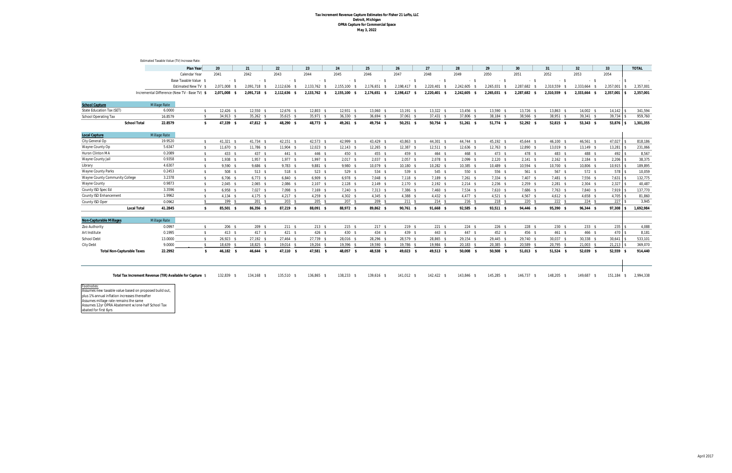**Tax Increment Revenue Capture Estimates for Fisher 21 Lofts, LLC**
**Detroit, Michigan**
**OPRA Capture for Commercial Space**
**May 3, 2022**

Estimated Taxable Value (TV) Increase Rate:

| | | 20 | 21 | 22 | 23 | 24 | 25 | 26 | 27 | 28 | 29 | 30 | 31 | 32 | 33 | TOTAL |
|---|---|---|---|---|---|---|---|---|---|---|---|---|---|---|---|---|
| **Plan Year** | | 20 | 21 | 22 | 23 | 24 | 25 | 26 | 27 | 28 | 29 | 30 | 31 | 32 | 33 | **TOTAL** |
| Calendar Year | | 2041 | 2042 | 2043 | 2044 | 2045 | 2046 | 2047 | 2048 | 2049 | 2050 | 2051 | 2052 | 2053 | 2054 | |
| Base Taxable Value | $ | - | - | - | - | - | - | - | - | - | - | - | - | - | - | - |
| Estimated New TV | $ | 2,071,008 | 2,091,718 | 2,112,636 | 2,133,762 | 2,155,100 | 2,176,651 | 2,198,417 | 2,220,401 | 2,242,605 | 2,265,031 | 2,287,682 | 2,310,559 | 2,333,664 | 2,357,001 | 2,357,001 |
| Incremental Difference (New TV - Base TV) | $ | **2,071,008** | **2,091,718** | **2,112,636** | **2,133,762** | **2,155,100** | **2,176,651** | **2,198,417** | **2,220,401** | **2,242,605** | **2,265,031** | **2,287,682** | **2,310,559** | **2,333,664** | **2,357,001** | **2,357,001** |
| **School Capture** | **Millage Rate** | | | | | | | | | | | | | | | |
| State Education Tax (SET) | 6.0000 | 12,426 | 12,550 | 12,676 | 12,803 | 12,931 | 13,060 | 13,191 | 13,322 | 13,456 | 13,590 | 13,726 | 13,863 | 14,002 | 14,142 | 341,594 |
| School Operating Tax | 16.8579 | 34,913 | 35,262 | 35,615 | 35,971 | 36,330 | 36,694 | 37,061 | 37,431 | 37,806 | 38,184 | 38,566 | 38,951 | 39,341 | 39,734 | 959,760 |
| **School Total** | **22.8579** | **47,339** | **47,812** | **48,290** | **48,773** | **49,261** | **49,754** | **50,251** | **50,754** | **51,261** | **51,774** | **52,292** | **52,815** | **53,343** | **53,876** | **1,301,355** |
| **Local Capture** | **Millage Rate** | | | | | | | | | | | | | | | |
| City General Op | 19.9520 | 41,321 | 41,734 | 42,151 | 42,573 | 42,999 | 43,429 | 43,863 | 44,301 | 44,744 | 45,192 | 45,644 | 46,100 | 46,561 | 47,027 | 818,186 |
| Wayne County Op | 5.6347 | 11,670 | 11,786 | 11,904 | 12,023 | 12,143 | 12,265 | 12,387 | 12,511 | 12,636 | 12,763 | 12,890 | 13,019 | 13,149 | 13,281 | 231,066 |
| Huron Clinton MA | 0.2089 | 433 | 437 | 441 | 446 | 450 | 455 | 459 | 464 | 468 | 473 | 478 | 483 | 488 | 492 | 8,567 |
| Wayne County Jail | 0.9358 | 1,938 | 1,957 | 1,977 | 1,997 | 2,017 | 2,037 | 2,057 | 2,078 | 2,099 | 2,120 | 2,141 | 2,162 | 2,184 | 2,206 | 38,375 |
| Library | 4.6307 | 9,590 | 9,686 | 9,783 | 9,881 | 9,980 | 10,079 | 10,180 | 10,282 | 10,385 | 10,489 | 10,594 | 10,700 | 10,806 | 10,915 | 189,895 |
| Wayne County Parks | 0.2453 | 508 | 513 | 518 | 523 | 529 | 534 | 539 | 545 | 550 | 556 | 561 | 567 | 572 | 578 | 10,059 |
| Wayne County Community College | 3.2378 | 6,706 | 6,773 | 6,840 | 6,909 | 6,978 | 7,048 | 7,118 | 7,189 | 7,261 | 7,334 | 7,407 | 7,481 | 7,556 | 7,631 | 132,775 |
| Wayne County | 0.9873 | 2,045 | 2,065 | 2,086 | 2,107 | 2,128 | 2,149 | 2,170 | 2,192 | 2,214 | 2,236 | 2,259 | 2,281 | 2,304 | 2,327 | 40,487 |
| County ISD Spec Ed | 3.3596 | 6,958 | 7,027 | 7,098 | 7,169 | 7,240 | 7,313 | 7,386 | 7,460 | 7,534 | 7,610 | 7,686 | 7,763 | 7,840 | 7,919 | 137,770 |
| County ISD Enhancement | 1.9962 | 4,134 | 4,175 | 4,217 | 4,259 | 4,302 | 4,345 | 4,388 | 4,432 | 4,477 | 4,521 | 4,567 | 4,612 | 4,658 | 4,705 | 81,860 |
| County ISD Oper | 0.0962 | 199 | 201 | 203 | 205 | 207 | 209 | 211 | 214 | 216 | 218 | 220 | 222 | 224 | 227 | 3,945 |
| **Local Total** | **41.2845** | **85,501** | **86,356** | **87,219** | **88,091** | **88,972** | **89,862** | **90,761** | **91,668** | **92,585** | **93,511** | **94,446** | **95,390** | **96,344** | **97,308** | **1,692,984** |
| **Non-Capturable Millages** | **Millage Rate** | | | | | | | | | | | | | | | |
| Zoo Authority | 0.0997 | 206 | 209 | 211 | 213 | 215 | 217 | 219 | 221 | 224 | 226 | 228 | 230 | 233 | 235 | 4,088 |
| Art Institute | 0.1995 | 413 | 417 | 421 | 426 | 430 | 434 | 439 | 443 | 447 | 452 | 456 | 461 | 466 | 470 | 8,181 |
| School Debt | 13.0000 | 26,923 | 27,192 | 27,464 | 27,739 | 28,016 | 28,296 | 28,579 | 28,865 | 29,154 | 29,445 | 29,740 | 30,037 | 30,338 | 30,641 | 533,101 |
| City Debt | 9.0000 | 18,639 | 18,825 | 19,014 | 19,204 | 19,396 | 19,590 | 19,786 | 19,984 | 20,183 | 20,385 | 20,589 | 20,795 | 21,003 | 21,213 | 369,070 |
| **Total Non-Capturable Taxes** | **22.2992** | **46,182** | **46,644** | **47,110** | **47,581** | **48,057** | **48,538** | **49,023** | **49,513** | **50,008** | **50,508** | **51,013** | **51,524** | **52,039** | **52,559** | **914,440** |
| **Total Tax Increment Revenue (TIR) Available for Capture** | $ | 132,839 | 134,168 | 135,510 | 136,865 | 138,233 | 139,616 | 141,012 | 142,422 | 143,846 | 145,285 | 146,737 | 148,205 | 149,687 | 151,184 | 2,994,338 |

Footnotes:
Assumes new taxable value based on proposed build out, plus 1% annual inflation increases thereafter
Assumes millage rate remains the same
Assumes 12yr OPRA Abatement w/one-half School Tax abated for first 6yrs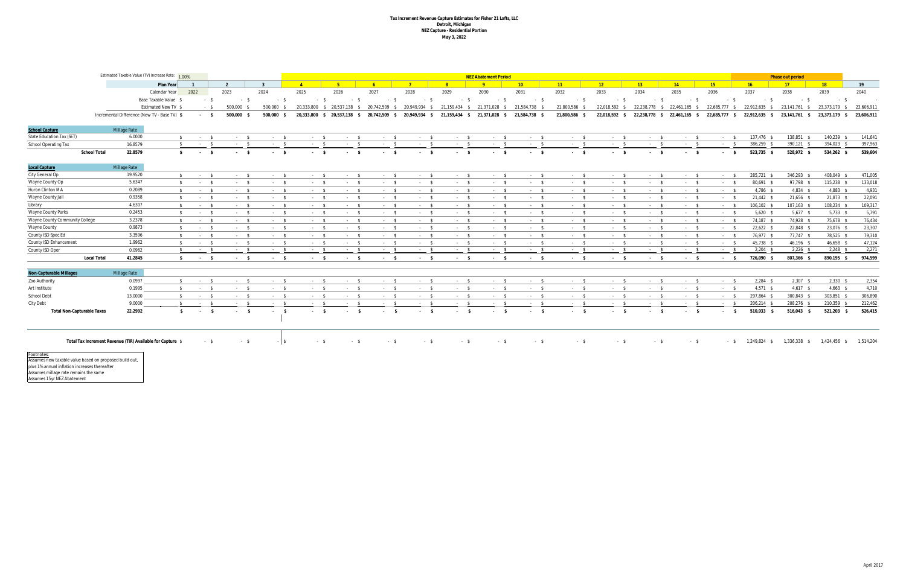# Tax Increment Revenue Capture Estimates for Fisher 21 Lofts, LLC
## Detroit, Michigan
## NEZ Capture - Residential Portion
## May 3, 2022

Estimated Taxable Value (TV) Increase Rate: 1.00%

| | | | | | NEZ Abatement Period | | | | | | | | | | | | Phase out period | | | |
|---|---|---|---|---|---|---|---|---|---|---|---|---|---|---|---|---|---|---|---|---|
| **Plan Year** | | 1 | 2 | 3 | 4 | 5 | 6 | 7 | 8 | 9 | 10 | 11 | 12 | 13 | 14 | 15 | 16 | 17 | 18 | 19 |
| Calendar Year | | 2022 | 2023 | 2024 | 2025 | 2026 | 2027 | 2028 | 2029 | 2030 | 2031 | 2032 | 2033 | 2034 | 2035 | 2036 | 2037 | 2038 | 2039 | 2040 |
| Base Taxable Value | | $ - | $ - | $ - | $ - | $ - | $ - | $ - | $ - | $ - | $ - | $ - | $ - | $ - | $ - | $ - | $ - | $ - | $ - | $ - |
| Estimated New TV | | $ - | $ 500,000 | $ 500,000 | $ 20,333,800 | $ 20,537,138 | $ 20,742,509 | $ 20,949,934 | $ 21,159,434 | $ 21,371,028 | $ 21,584,738 | $ 21,800,586 | $ 22,018,592 | $ 22,238,778 | $ 22,461,165 | $ 22,685,777 | $ 22,912,635 | $ 23,141,761 | $ 23,373,179 | $ 23,606,911 |
| Incremental Difference (New TV - Base TV) | | $ - | $ 500,000 | $ 500,000 | $ 20,333,800 | $ 20,537,138 | $ 20,742,509 | $ 20,949,934 | $ 21,159,434 | $ 21,371,028 | $ 21,584,738 | $ 21,800,586 | $ 22,018,592 | $ 22,238,778 | $ 22,461,165 | $ 22,685,777 | $ 22,912,635 | $ 23,141,761 | $ 23,373,179 | $ 23,606,911 |
| **School Capture** | Millage Rate | | | | | | | | | | | | | | | | | | | |
| State Education Tax (SET) | 6.0000 | $ - | $ - | $ - | $ - | $ - | $ - | $ - | $ - | $ - | $ - | $ - | $ - | $ - | $ - | $ - | $ 137,476 | $ 138,851 | $ 140,239 | $ 141,641 |
| School Operating Tax | 16.8579 | $ - | $ - | $ - | $ - | $ - | $ - | $ - | $ - | $ - | $ - | $ - | $ - | $ - | $ - | $ - | $ 386,259 | $ 390,121 | $ 394,023 | $ 397,963 |
| **School Total** | **22.8579** | **$ -** | **$ -** | **$ -** | **$ -** | **$ -** | **$ -** | **$ -** | **$ -** | **$ -** | **$ -** | **$ -** | **$ -** | **$ -** | **$ -** | **$ -** | **$ 523,735** | **$ 528,972** | **$ 534,262** | **$ 539,604** |
| **Local Capture** | Millage Rate | | | | | | | | | | | | | | | | | | | |
| City General Op | 19.9520 | $ - | $ - | $ - | $ - | $ - | $ - | $ - | $ - | $ - | $ - | $ - | $ - | $ - | $ - | $ - | $ 285,721 | $ 346,293 | $ 408,049 | $ 471,005 |
| Wayne County Op | 5.6347 | $ - | $ - | $ - | $ - | $ - | $ - | $ - | $ - | $ - | $ - | $ - | $ - | $ - | $ - | $ - | $ 80,691 | $ 97,798 | $ 115,238 | $ 133,018 |
| Huron Clinton MA | 0.2089 | $ - | $ - | $ - | $ - | $ - | $ - | $ - | $ - | $ - | $ - | $ - | $ - | $ - | $ - | $ - | $ 4,786 | $ 4,834 | $ 4,883 | $ 4,931 |
| Wayne County Jail | 0.9358 | $ - | $ - | $ - | $ - | $ - | $ - | $ - | $ - | $ - | $ - | $ - | $ - | $ - | $ - | $ - | $ 21,442 | $ 21,656 | $ 21,873 | $ 22,091 |
| Library | 4.6307 | $ - | $ - | $ - | $ - | $ - | $ - | $ - | $ - | $ - | $ - | $ - | $ - | $ - | $ - | $ - | $ 106,102 | $ 107,163 | $ 108,234 | $ 109,317 |
| Wayne County Parks | 0.2453 | $ - | $ - | $ - | $ - | $ - | $ - | $ - | $ - | $ - | $ - | $ - | $ - | $ - | $ - | $ - | $ 5,620 | $ 5,677 | $ 5,733 | $ 5,791 |
| Wayne County Community College | 3.2378 | $ - | $ - | $ - | $ - | $ - | $ - | $ - | $ - | $ - | $ - | $ - | $ - | $ - | $ - | $ - | $ 74,187 | $ 74,928 | $ 75,678 | $ 76,434 |
| Wayne County | 0.9873 | $ - | $ - | $ - | $ - | $ - | $ - | $ - | $ - | $ - | $ - | $ - | $ - | $ - | $ - | $ - | $ 22,622 | $ 22,848 | $ 23,076 | $ 23,307 |
| County ISD Spec Ed | 3.3596 | $ - | $ - | $ - | $ - | $ - | $ - | $ - | $ - | $ - | $ - | $ - | $ - | $ - | $ - | $ - | $ 76,977 | $ 77,747 | $ 78,525 | $ 79,310 |
| County ISD Enhancement | 1.9962 | $ - | $ - | $ - | $ - | $ - | $ - | $ - | $ - | $ - | $ - | $ - | $ - | $ - | $ - | $ - | $ 45,738 | $ 46,196 | $ 46,658 | $ 47,124 |
| County ISD Oper | 0.0962 | $ - | $ - | $ - | $ - | $ - | $ - | $ - | $ - | $ - | $ - | $ - | $ - | $ - | $ - | $ - | $ 2,204 | $ 2,226 | $ 2,248 | $ 2,271 |
| **Local Total** | **41.2845** | **$ -** | **$ -** | **$ -** | **$ -** | **$ -** | **$ -** | **$ -** | **$ -** | **$ -** | **$ -** | **$ -** | **$ -** | **$ -** | **$ -** | **$ -** | **$ 726,090** | **$ 807,366** | **$ 890,195** | **$ 974,599** |
| **Non-Capturable Millages** | Millage Rate | | | | | | | | | | | | | | | | | | | |
| Zoo Authority | 0.0997 | $ - | $ - | $ - | $ - | $ - | $ - | $ - | $ - | $ - | $ - | $ - | $ - | $ - | $ - | $ - | $ 2,284 | $ 2,307 | $ 2,330 | $ 2,354 |
| Art Institute | 0.1995 | $ - | $ - | $ - | $ - | $ - | $ - | $ - | $ - | $ - | $ - | $ - | $ - | $ - | $ - | $ - | $ 4,571 | $ 4,617 | $ 4,663 | $ 4,710 |
| School Debt | 13.0000 | $ - | $ - | $ - | $ - | $ - | $ - | $ - | $ - | $ - | $ - | $ - | $ - | $ - | $ - | $ - | $ 297,864 | $ 300,843 | $ 303,851 | $ 306,890 |
| City Debt | 9.0000 | $ - | $ - | $ - | $ - | $ - | $ - | $ - | $ - | $ - | $ - | $ - | $ - | $ - | $ - | $ - | $ 206,214 | $ 208,276 | $ 210,359 | $ 212,462 |
| **Total Non-Capturable Taxes** | **22.2992** | **$ -** | **$ -** | **$ -** | **$ -** | **$ -** | **$ -** | **$ -** | **$ -** | **$ -** | **$ -** | **$ -** | **$ -** | **$ -** | **$ -** | **$ -** | **$ 510,933** | **$ 516,043** | **$ 521,203** | **$ 526,415** |
| **Total Tax Increment Revenue (TIR) Available for Capture** | | $ - | $ - | $ - | $ - | $ - | $ - | $ - | $ - | $ - | $ - | $ - | $ - | $ - | $ - | $ - | $ 1,249,824 | $ 1,336,338 | $ 1,424,456 | $ 1,514,204 |

Footnotes:
Assumes new taxable value based on proposed build out,
plus 1% annual inflation increases thereafter
Assumes millage rate remains the same
Assumes 15yr NEZ Abatement

April 2017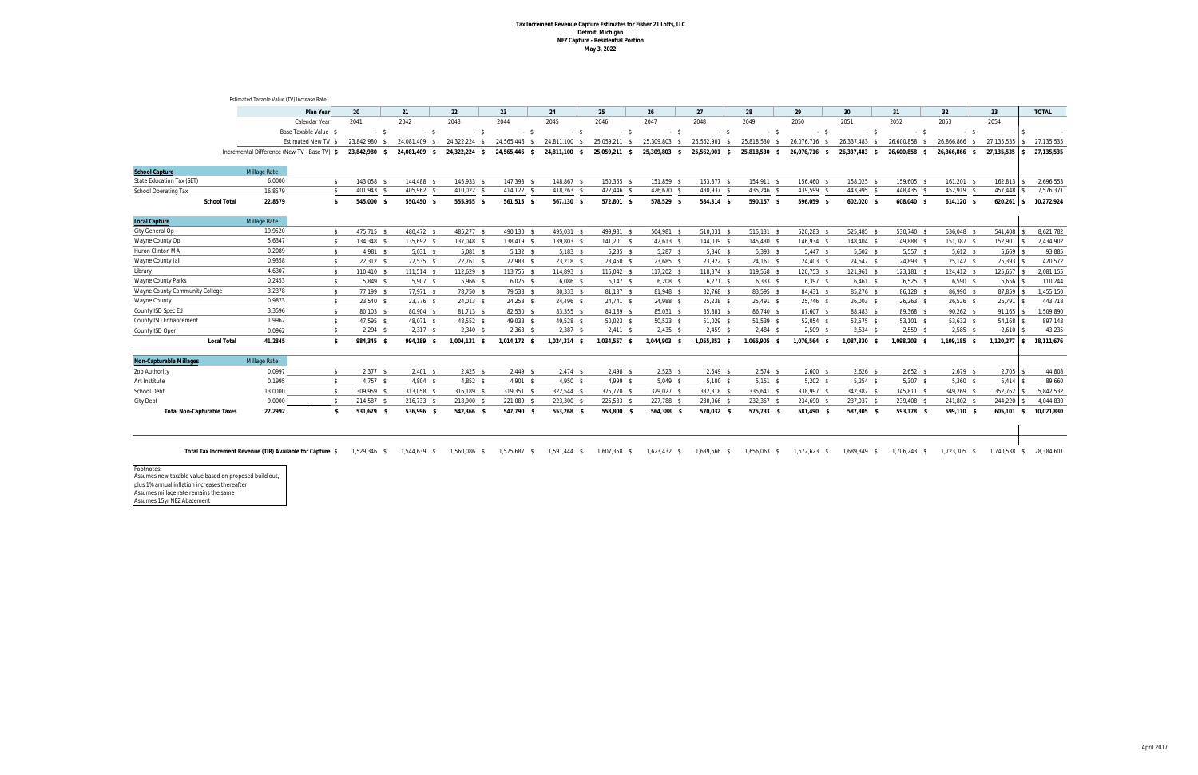**Tax Increment Revenue Capture Estimates for Fisher 21 Lofts, LLC**
**Detroit, Michigan**
**NEZ Capture - Residential Portion**
**May 3, 2022**

Estimated Taxable Value (TV) Increase Rate:

| | | Plan Year | 20 | 21 | 22 | 23 | 24 | 25 | 26 | 27 | 28 | 29 | 30 | 31 | 32 | 33 | TOTAL |
|---|---|---|---|---|---|---|---|---|---|---|---|---|---|---|---|---|---|
| | | Calendar Year | 2041 | 2042 | 2043 | 2044 | 2045 | 2046 | 2047 | 2048 | 2049 | 2050 | 2051 | 2052 | 2053 | 2054 | |
| | | Base Taxable Value | $ - | $ - | $ - | $ - | $ - | $ - | $ - | $ - | $ - | $ - | $ - | $ - | $ - | $ - | $ - |
| | | Estimated New TV | $ 23,842,980 | $ 24,081,409 | $ 24,322,224 | $ 24,565,446 | $ 24,811,100 | $ 25,059,211 | $ 25,309,803 | $ 25,562,901 | $ 25,818,530 | $ 26,076,716 | $ 26,337,483 | $ 26,600,858 | $ 26,866,866 | $ 27,135,535 | $ 27,135,535 |
| | | Incremental Difference (New TV - Base TV) | **$ 23,842,980** | **$ 24,081,409** | **$ 24,322,224** | **$ 24,565,446** | **$ 24,811,100** | **$ 25,059,211** | **$ 25,309,803** | **$ 25,562,901** | **$ 25,818,530** | **$ 26,076,716** | **$ 26,337,483** | **$ 26,600,858** | **$ 26,866,866** | **$ 27,135,535** | **$ 27,135,535** |
| **School Capture** | Millage Rate | | | | | | | | | | | | | | | | |
| State Education Tax (SET) | 6.0000 | | $ 143,058 | $ 144,488 | $ 145,933 | $ 147,393 | $ 148,867 | $ 150,355 | $ 151,859 | $ 153,377 | $ 154,911 | $ 156,460 | $ 158,025 | $ 159,605 | $ 161,201 | $ 162,813 | $ 2,696,553 |
| School Operating Tax | 16.8579 | | $ 401,943 | $ 405,962 | $ 410,022 | $ 414,122 | $ 418,263 | $ 422,446 | $ 426,670 | $ 430,937 | $ 435,246 | $ 439,599 | $ 443,995 | $ 448,435 | $ 452,919 | $ 457,448 | $ 7,576,371 |
| **School Total** | **22.8579** | | **$ 545,000** | **$ 550,450** | **$ 555,955** | **$ 561,515** | **$ 567,130** | **$ 572,801** | **$ 578,529** | **$ 584,314** | **$ 590,157** | **$ 596,059** | **$ 602,020** | **$ 608,040** | **$ 614,120** | **$ 620,261** | **$ 10,272,924** |
| **Local Capture** | Millage Rate | | | | | | | | | | | | | | | | |
| City General Op | 19.9520 | | $ 475,715 | $ 480,472 | $ 485,277 | $ 490,130 | $ 495,031 | $ 499,981 | $ 504,981 | $ 510,031 | $ 515,131 | $ 520,283 | $ 525,485 | $ 530,740 | $ 536,048 | $ 541,408 | $ 8,621,782 |
| Wayne County Op | 5.6347 | | $ 134,348 | $ 135,692 | $ 137,048 | $ 138,419 | $ 139,803 | $ 141,201 | $ 142,613 | $ 144,039 | $ 145,480 | $ 146,934 | $ 148,404 | $ 149,888 | $ 151,387 | $ 152,901 | $ 2,434,902 |
| Huron Clinton MA | 0.2089 | | $ 4,981 | $ 5,031 | $ 5,081 | $ 5,132 | $ 5,183 | $ 5,235 | $ 5,287 | $ 5,340 | $ 5,393 | $ 5,447 | $ 5,502 | $ 5,557 | $ 5,612 | $ 5,669 | $ 93,885 |
| Wayne County Jail | 0.9358 | | $ 22,312 | $ 22,535 | $ 22,761 | $ 22,988 | $ 23,218 | $ 23,450 | $ 23,685 | $ 23,922 | $ 24,161 | $ 24,403 | $ 24,647 | $ 24,893 | $ 25,142 | $ 25,393 | $ 420,572 |
| Library | 4.6307 | | $ 110,410 | $ 111,514 | $ 112,629 | $ 113,755 | $ 114,893 | $ 116,042 | $ 117,202 | $ 118,374 | $ 119,558 | $ 120,753 | $ 121,961 | $ 123,181 | $ 124,412 | $ 125,657 | $ 2,081,155 |
| Wayne County Parks | 0.2453 | | $ 5,849 | $ 5,907 | $ 5,966 | $ 6,026 | $ 6,086 | $ 6,147 | $ 6,208 | $ 6,271 | $ 6,333 | $ 6,397 | $ 6,461 | $ 6,525 | $ 6,590 | $ 6,656 | $ 110,244 |
| Wayne County Community College | 3.2378 | | $ 77,199 | $ 77,971 | $ 78,750 | $ 79,538 | $ 80,333 | $ 81,137 | $ 81,948 | $ 82,768 | $ 83,595 | $ 84,431 | $ 85,276 | $ 86,128 | $ 86,990 | $ 87,859 | $ 1,455,150 |
| Wayne County | 0.9873 | | $ 23,540 | $ 23,776 | $ 24,013 | $ 24,253 | $ 24,496 | $ 24,741 | $ 24,988 | $ 25,238 | $ 25,491 | $ 25,746 | $ 26,003 | $ 26,263 | $ 26,526 | $ 26,791 | $ 443,718 |
| County ISD Spec Ed | 3.3596 | | $ 80,103 | $ 80,904 | $ 81,713 | $ 82,530 | $ 83,355 | $ 84,189 | $ 85,031 | $ 85,881 | $ 86,740 | $ 87,607 | $ 88,483 | $ 89,368 | $ 90,262 | $ 91,165 | $ 1,509,890 |
| County ISD Enhancement | 1.9962 | | $ 47,595 | $ 48,071 | $ 48,552 | $ 49,038 | $ 49,528 | $ 50,023 | $ 50,523 | $ 51,029 | $ 51,539 | $ 52,054 | $ 52,575 | $ 53,101 | $ 53,632 | $ 54,168 | $ 897,143 |
| County ISD Oper | 0.0962 | | $ 2,294 | $ 2,317 | $ 2,340 | $ 2,363 | $ 2,387 | $ 2,411 | $ 2,435 | $ 2,459 | $ 2,484 | $ 2,509 | $ 2,534 | $ 2,559 | $ 2,585 | $ 2,610 | $ 43,235 |
| **Local Total** | **41.2845** | | **$ 984,345** | **$ 994,189** | **$ 1,004,131** | **$ 1,014,172** | **$ 1,024,314** | **$ 1,034,557** | **$ 1,044,903** | **$ 1,055,352** | **$ 1,065,905** | **$ 1,076,564** | **$ 1,087,330** | **$ 1,098,203** | **$ 1,109,185** | **$ 1,120,277** | **$ 18,111,676** |
| **Non-Capturable Millages** | Millage Rate | | | | | | | | | | | | | | | | |
| Zoo Authority | 0.0997 | | $ 2,377 | $ 2,401 | $ 2,425 | $ 2,449 | $ 2,474 | $ 2,498 | $ 2,523 | $ 2,549 | $ 2,574 | $ 2,600 | $ 2,626 | $ 2,652 | $ 2,679 | $ 2,705 | $ 44,808 |
| Art Institute | 0.1995 | | $ 4,757 | $ 4,804 | $ 4,852 | $ 4,901 | $ 4,950 | $ 4,999 | $ 5,049 | $ 5,100 | $ 5,151 | $ 5,202 | $ 5,254 | $ 5,307 | $ 5,360 | $ 5,414 | $ 89,660 |
| School Debt | 13.0000 | | $ 309,959 | $ 313,058 | $ 316,189 | $ 319,351 | $ 322,544 | $ 325,770 | $ 329,027 | $ 332,318 | $ 335,641 | $ 338,997 | $ 342,387 | $ 345,811 | $ 349,269 | $ 352,762 | $ 5,842,532 |
| City Debt | 9.0000 | | $ 214,587 | $ 216,733 | $ 218,900 | $ 221,089 | $ 223,300 | $ 225,533 | $ 227,788 | $ 230,066 | $ 232,367 | $ 234,690 | $ 237,037 | $ 239,408 | $ 241,802 | $ 244,220 | $ 4,044,830 |
| **Total Non-Capturable Taxes** | **22.2992** | | **$ 531,679** | **$ 536,996** | **$ 542,366** | **$ 547,790** | **$ 553,268** | **$ 558,800** | **$ 564,388** | **$ 570,032** | **$ 575,733** | **$ 581,490** | **$ 587,305** | **$ 593,178** | **$ 599,110** | **$ 605,101** | **$ 10,021,830** |
| **Total Tax Increment Revenue (TIR) Available for Capture** | | | $ 1,529,346 | $ 1,544,639 | $ 1,560,086 | $ 1,575,687 | $ 1,591,444 | $ 1,607,358 | $ 1,623,432 | $ 1,639,666 | $ 1,656,063 | $ 1,672,623 | $ 1,689,349 | $ 1,706,243 | $ 1,723,305 | $ 1,740,538 | $ 28,384,601 |

Footnotes:
Assumes new taxable value based on proposed build out, plus 1% annual inflation increases thereafter
Assumes millage rate remains the same
Assumes 15yr NEZ Abatement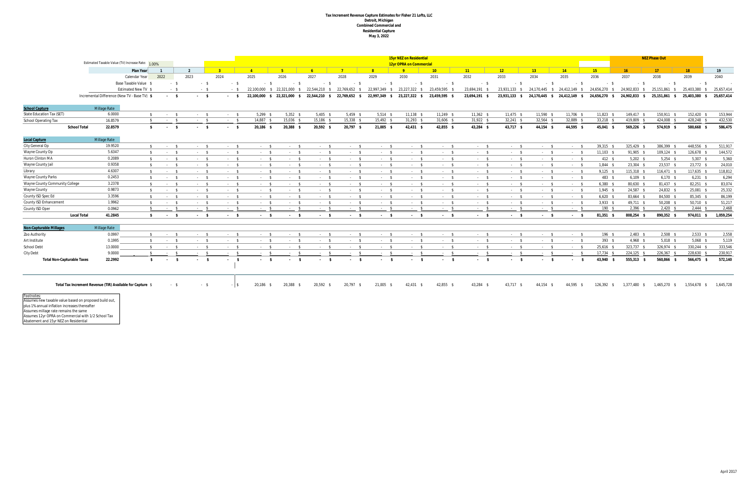**Tax Increment Revenue Capture Estimates for Fisher 21 Lofts, LLC**
**Detroit, Michigan**
**Combined Commercial and**
**Residential Capture**
**May 3, 2022**

Estimated Taxable Value (TV) Increase Rate: 1.00%

15yr NEZ on Residential / 12yr OPRA on Commercial (Plan Year 9)

NEZ Phase Out (Plan Years 16–18)

| | Millage Rate | 1 | 2 | 3 | 4 | 5 | 6 | 7 | 8 | 9 | 10 | 11 | 12 | 13 | 14 | 15 | 16 | 17 | 18 | 19 |
|---|---|---|---|---|---|---|---|---|---|---|---|---|---|---|---|---|---|---|---|---|
| **Calendar Year** | | 2022 | 2023 | 2024 | 2025 | 2026 | 2027 | 2028 | 2029 | 2030 | 2031 | 2032 | 2033 | 2034 | 2035 | 2036 | 2037 | 2038 | 2039 | 2040 |
| Base Taxable Value | | $ - | $ - | $ - | $ - | $ - | $ - | $ - | $ - | $ - | $ - | $ - | $ - | $ - | $ - | $ - | $ - | $ - | $ - | $ - |
| Estimated New TV | | $ - | $ - | $ - | $ 22,100,000 | $ 22,321,000 | $ 22,544,210 | $ 22,769,652 | $ 22,997,349 | $ 23,227,322 | $ 23,459,595 | $ 23,694,191 | $ 23,931,133 | $ 24,170,445 | $ 24,412,149 | $ 24,656,270 | $ 24,902,833 | $ 25,151,861 | $ 25,403,380 | $ 25,657,414 |
| Incremental Difference (New TV - Base TV) | | $ - | $ - | $ - | $ 22,100,000 | $ 22,321,000 | $ 22,544,210 | $ 22,769,652 | $ 22,997,349 | $ 23,227,322 | $ 23,459,595 | $ 23,694,191 | $ 23,931,133 | $ 24,170,445 | $ 24,412,149 | $ 24,656,270 | $ 24,902,833 | $ 25,151,861 | $ 25,403,380 | $ 25,657,414 |
| **School Capture** | **Millage Rate** | | | | | | | | | | | | | | | | | | | |
| State Education Tax (SET) | 6.0000 | $ - | $ - | $ - | $ 5,299 | $ 5,352 | $ 5,405 | $ 5,459 | $ 5,514 | $ 11,138 | $ 11,249 | $ 11,362 | $ 11,475 | $ 11,590 | $ 11,706 | $ 11,823 | $ 149,417 | $ 150,911 | $ 152,420 | $ 153,944 |
| School Operating Tax | 16.8579 | $ - | $ - | $ - | $ 14,887 | $ 15,036 | $ 15,186 | $ 15,338 | $ 15,492 | $ 31,293 | $ 31,606 | $ 31,922 | $ 32,241 | $ 32,564 | $ 32,889 | $ 33,218 | $ 419,809 | $ 424,008 | $ 428,248 | $ 432,530 |
| **School Total** | **22.8579** | **$ -** | **$ -** | **$ -** | **$ 20,186** | **$ 20,388** | **$ 20,592** | **$ 20,797** | **$ 21,005** | **$ 42,431** | **$ 42,855** | **$ 43,284** | **$ 43,717** | **$ 44,154** | **$ 44,595** | **$ 45,041** | **$ 569,226** | **$ 574,919** | **$ 580,668** | **$ 586,475** |
| **Local Capture** | **Millage Rate** | | | | | | | | | | | | | | | | | | | |
| City General Op | 19.9520 | $ - | $ - | $ - | $ - | $ - | $ - | $ - | $ - | $ - | $ - | $ - | $ - | $ - | $ - | $ 39,315 | $ 325,429 | $ 386,399 | $ 448,556 | $ 511,917 |
| Wayne County Op | 5.6347 | $ - | $ - | $ - | $ - | $ - | $ - | $ - | $ - | $ - | $ - | $ - | $ - | $ - | $ - | $ 11,103 | $ 91,905 | $ 109,124 | $ 126,678 | $ 144,572 |
| Huron Clinton MA | 0.2089 | $ - | $ - | $ - | $ - | $ - | $ - | $ - | $ - | $ - | $ - | $ - | $ - | $ - | $ - | $ 412 | $ 5,202 | $ 5,254 | $ 5,307 | $ 5,360 |
| Wayne County Jail | 0.9358 | $ - | $ - | $ - | $ - | $ - | $ - | $ - | $ - | $ - | $ - | $ - | $ - | $ - | $ - | $ 1,844 | $ 23,304 | $ 23,537 | $ 23,772 | $ 24,010 |
| Library | 4.6307 | $ - | $ - | $ - | $ - | $ - | $ - | $ - | $ - | $ - | $ - | $ - | $ - | $ - | $ - | $ 9,125 | $ 115,318 | $ 116,471 | $ 117,635 | $ 118,812 |
| Wayne County Parks | 0.2453 | $ - | $ - | $ - | $ - | $ - | $ - | $ - | $ - | $ - | $ - | $ - | $ - | $ - | $ - | $ 483 | $ 6,109 | $ 6,170 | $ 6,231 | $ 6,294 |
| Wayne County Community College | 3.2378 | $ - | $ - | $ - | $ - | $ - | $ - | $ - | $ - | $ - | $ - | $ - | $ - | $ - | $ - | $ 6,380 | $ 80,630 | $ 81,437 | $ 82,251 | $ 83,074 |
| Wayne County | 0.9873 | $ - | $ - | $ - | $ - | $ - | $ - | $ - | $ - | $ - | $ - | $ - | $ - | $ - | $ - | $ 1,945 | $ 24,587 | $ 24,832 | $ 25,081 | $ 25,332 |
| County ISD Spec Ed | 3.3596 | $ - | $ - | $ - | $ - | $ - | $ - | $ - | $ - | $ - | $ - | $ - | $ - | $ - | $ - | $ 6,620 | $ 83,664 | $ 84,500 | $ 85,345 | $ 86,199 |
| County ISD Enhancement | 1.9962 | $ - | $ - | $ - | $ - | $ - | $ - | $ - | $ - | $ - | $ - | $ - | $ - | $ - | $ - | $ 3,933 | $ 49,711 | $ 50,208 | $ 50,710 | $ 51,217 |
| County ISD Oper | 0.0962 | $ - | $ - | $ - | $ - | $ - | $ - | $ - | $ - | $ - | $ - | $ - | $ - | $ - | $ - | $ 190 | $ 2,396 | $ 2,420 | $ 2,444 | $ 2,468 |
| **Local Total** | **41.2845** | **$ -** | **$ -** | **$ -** | **$ -** | **$ -** | **$ -** | **$ -** | **$ -** | **$ -** | **$ -** | **$ -** | **$ -** | **$ -** | **$ -** | **$ 81,351** | **$ 808,254** | **$ 890,352** | **$ 974,011** | **$ 1,059,254** |
| **Non-Capturable Millages** | **Millage Rate** | | | | | | | | | | | | | | | | | | | |
| Zoo Authority | 0.0997 | $ - | $ - | $ - | $ - | $ - | $ - | $ - | $ - | $ - | $ - | $ - | $ - | $ - | $ - | $ 196 | $ 2,483 | $ 2,508 | $ 2,533 | $ 2,558 |
| Art Institute | 0.1995 | $ - | $ - | $ - | $ - | $ - | $ - | $ - | $ - | $ - | $ - | $ - | $ - | $ - | $ - | $ 393 | $ 4,968 | $ 5,018 | $ 5,068 | $ 5,119 |
| School Debt | 13.0000 | $ - | $ - | $ - | $ - | $ - | $ - | $ - | $ - | $ - | $ - | $ - | $ - | $ - | $ - | $ 25,616 | $ 323,737 | $ 326,974 | $ 330,244 | $ 333,546 |
| City Debt | 9.0000 | $ - | $ - | $ - | $ - | $ - | $ - | $ - | $ - | $ - | $ - | $ - | $ - | $ - | $ - | $ 17,734 | $ 224,125 | $ 226,367 | $ 228,630 | $ 230,917 |
| **Total Non-Capturable Taxes** | **22.2992** | **$ -** | **$ -** | **$ -** | **$ -** | **$ -** | **$ -** | **$ -** | **$ -** | **$ -** | **$ -** | **$ -** | **$ -** | **$ -** | **$ -** | **$ 43,940** | **$ 555,313** | **$ 560,866** | **$ 566,475** | **$ 572,140** |
| **Total Tax Increment Revenue (TIR) Available for Capture** | | $ - | $ - | $ - | $ 20,186 | $ 20,388 | $ 20,592 | $ 20,797 | $ 21,005 | $ 42,431 | $ 42,855 | $ 43,284 | $ 43,717 | $ 44,154 | $ 44,595 | $ 126,392 | $ 1,377,480 | $ 1,465,270 | $ 1,554,678 | $ 1,645,728 |

Footnotes:
Assumes new taxable value based on proposed build out,
plus 1% annual inflation increases thereafter
Assumes millage rate remains the same
Assumes 12yr OPRA on Commercial with 1/2 School Tax
Abatement and 15yr NEZ on Residential

April 2017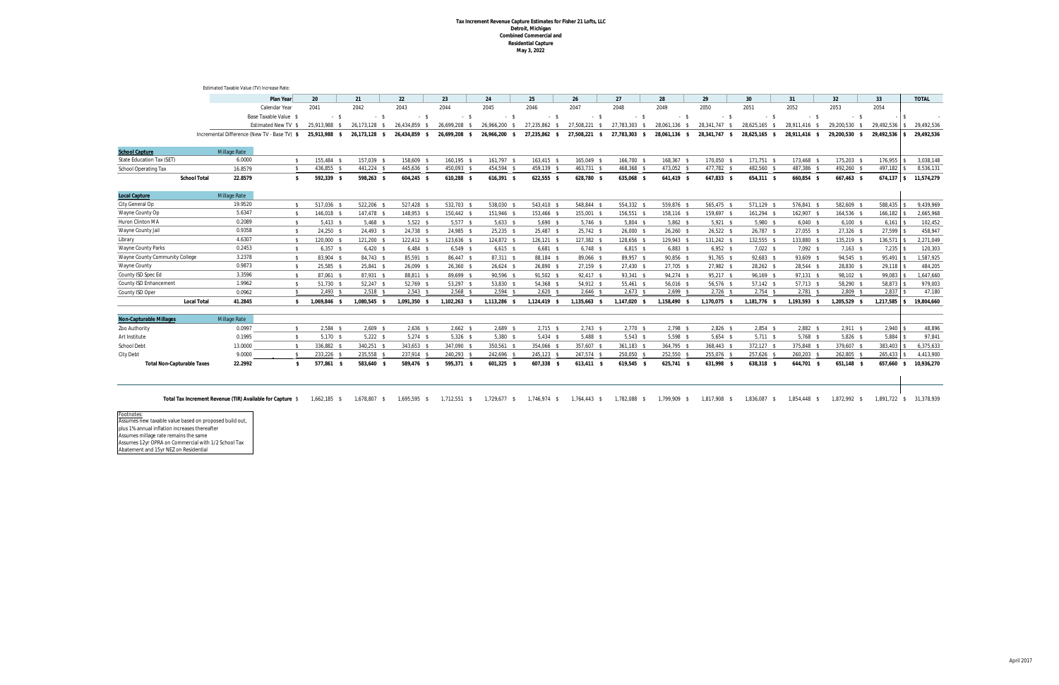**Tax Increment Revenue Capture Estimates for Fisher 21 Lofts, LLC**
**Detroit, Michigan**
**Combined Commercial and**
**Residential Capture**
**May 3, 2022**

Estimated Taxable Value (TV) Increase Rate:

| | Millage Rate | Plan Year | 20 | 21 | 22 | 23 | 24 | 25 | 26 | 27 | 28 | 29 | 30 | 31 | 32 | 33 | TOTAL |
|---|---|---|---|---|---|---|---|---|---|---|---|---|---|---|---|---|---|
| | | Calendar Year | 2041 | 2042 | 2043 | 2044 | 2045 | 2046 | 2047 | 2048 | 2049 | 2050 | 2051 | 2052 | 2053 | 2054 | |
| | | Base Taxable Value | $ - | $ - | $ - | $ - | $ - | $ - | $ - | $ - | $ - | $ - | $ - | $ - | $ - | $ - | $ - |
| | | Estimated New TV | $ 25,913,988 | $ 26,173,128 | $ 26,434,859 | $ 26,699,208 | $ 26,966,200 | $ 27,235,862 | $ 27,508,221 | $ 27,783,303 | $ 28,061,136 | $ 28,341,747 | $ 28,625,165 | $ 28,911,416 | $ 29,200,530 | $ 29,492,536 | $ 29,492,536 |
| | | Incremental Difference (New TV - Base TV) | $ 25,913,988 | $ 26,173,128 | $ 26,434,859 | $ 26,699,208 | $ 26,966,200 | $ 27,235,862 | $ 27,508,221 | $ 27,783,303 | $ 28,061,136 | $ 28,341,747 | $ 28,625,165 | $ 28,911,416 | $ 29,200,530 | $ 29,492,536 | $ 29,492,536 |
| **School Capture** | **Millage Rate** | | | | | | | | | | | | | | | | |
| State Education Tax (SET) | 6.0000 | | $ 155,484 | $ 157,039 | $ 158,609 | $ 160,195 | $ 161,797 | $ 163,415 | $ 165,049 | $ 166,700 | $ 168,367 | $ 170,050 | $ 171,751 | $ 173,468 | $ 175,203 | $ 176,955 | $ 3,038,148 |
| School Operating Tax | 16.8579 | | $ 436,855 | $ 441,224 | $ 445,636 | $ 450,093 | $ 454,594 | $ 459,139 | $ 463,731 | $ 468,368 | $ 473,052 | $ 477,782 | $ 482,560 | $ 487,386 | $ 492,260 | $ 497,182 | $ 8,536,131 |
| **School Total** | **22.8579** | | **$ 592,339** | **$ 598,263** | **$ 604,245** | **$ 610,288** | **$ 616,391** | **$ 622,555** | **$ 628,780** | **$ 635,068** | **$ 641,419** | **$ 647,833** | **$ 654,311** | **$ 660,854** | **$ 667,463** | **$ 674,137** | **$ 11,574,279** |
| **Local Capture** | **Millage Rate** | | | | | | | | | | | | | | | | |
| City General Op | 19.9520 | | $ 517,036 | $ 522,206 | $ 527,428 | $ 532,703 | $ 538,030 | $ 543,410 | $ 548,844 | $ 554,332 | $ 559,876 | $ 565,475 | $ 571,129 | $ 576,841 | $ 582,609 | $ 588,435 | $ 9,439,969 |
| Wayne County Op | 5.6347 | | $ 146,018 | $ 147,478 | $ 148,953 | $ 150,442 | $ 151,946 | $ 153,466 | $ 155,001 | $ 156,551 | $ 158,116 | $ 159,697 | $ 161,294 | $ 162,907 | $ 164,536 | $ 166,182 | $ 2,665,968 |
| Huron Clinton MA | 0.2089 | | $ 5,413 | $ 5,468 | $ 5,522 | $ 5,577 | $ 5,633 | $ 5,690 | $ 5,746 | $ 5,804 | $ 5,862 | $ 5,921 | $ 5,980 | $ 6,040 | $ 6,100 | $ 6,161 | $ 102,452 |
| Wayne County Jail | 0.9358 | | $ 24,250 | $ 24,493 | $ 24,738 | $ 24,985 | $ 25,235 | $ 25,487 | $ 25,742 | $ 26,000 | $ 26,260 | $ 26,522 | $ 26,787 | $ 27,055 | $ 27,326 | $ 27,599 | $ 458,947 |
| Library | 4.6307 | | $ 120,000 | $ 121,200 | $ 122,412 | $ 123,636 | $ 124,872 | $ 126,121 | $ 127,382 | $ 128,656 | $ 129,943 | $ 131,242 | $ 132,555 | $ 133,880 | $ 135,219 | $ 136,571 | $ 2,271,049 |
| Wayne County Parks | 0.2453 | | $ 6,357 | $ 6,420 | $ 6,484 | $ 6,549 | $ 6,615 | $ 6,681 | $ 6,748 | $ 6,815 | $ 6,883 | $ 6,952 | $ 7,022 | $ 7,092 | $ 7,163 | $ 7,235 | $ 120,303 |
| Wayne County Community College | 3.2378 | | $ 83,904 | $ 84,743 | $ 85,591 | $ 86,447 | $ 87,311 | $ 88,184 | $ 89,066 | $ 89,957 | $ 90,856 | $ 91,765 | $ 92,683 | $ 93,609 | $ 94,545 | $ 95,491 | $ 1,587,925 |
| Wayne County | 0.9873 | | $ 25,585 | $ 25,841 | $ 26,099 | $ 26,360 | $ 26,624 | $ 26,890 | $ 27,159 | $ 27,430 | $ 27,705 | $ 27,982 | $ 28,262 | $ 28,544 | $ 28,830 | $ 29,118 | $ 484,205 |
| County ISD Spec Ed | 3.3596 | | $ 87,061 | $ 87,931 | $ 88,811 | $ 89,699 | $ 90,596 | $ 91,502 | $ 92,417 | $ 93,341 | $ 94,274 | $ 95,217 | $ 96,169 | $ 97,131 | $ 98,102 | $ 99,083 | $ 1,647,660 |
| County ISD Enhancement | 1.9962 | | $ 51,730 | $ 52,247 | $ 52,769 | $ 53,297 | $ 53,830 | $ 54,368 | $ 54,912 | $ 55,461 | $ 56,016 | $ 56,576 | $ 57,142 | $ 57,713 | $ 58,290 | $ 58,873 | $ 979,003 |
| County ISD Oper | 0.0962 | | $ 2,493 | $ 2,518 | $ 2,543 | $ 2,568 | $ 2,594 | $ 2,620 | $ 2,646 | $ 2,673 | $ 2,699 | $ 2,726 | $ 2,754 | $ 2,781 | $ 2,809 | $ 2,837 | $ 47,180 |
| **Local Total** | **41.2845** | | **$ 1,069,846** | **$ 1,080,545** | **$ 1,091,350** | **$ 1,102,263** | **$ 1,113,286** | **$ 1,124,419** | **$ 1,135,663** | **$ 1,147,020** | **$ 1,158,490** | **$ 1,170,075** | **$ 1,181,776** | **$ 1,193,593** | **$ 1,205,529** | **$ 1,217,585** | **$ 19,804,660** |
| **Non-Capturable Millages** | **Millage Rate** | | | | | | | | | | | | | | | | |
| Zoo Authority | 0.0997 | | $ 2,584 | $ 2,609 | $ 2,636 | $ 2,662 | $ 2,689 | $ 2,715 | $ 2,743 | $ 2,770 | $ 2,798 | $ 2,826 | $ 2,854 | $ 2,882 | $ 2,911 | $ 2,940 | $ 48,896 |
| Art Institute | 0.1995 | | $ 5,170 | $ 5,222 | $ 5,274 | $ 5,326 | $ 5,380 | $ 5,434 | $ 5,488 | $ 5,543 | $ 5,598 | $ 5,654 | $ 5,711 | $ 5,768 | $ 5,826 | $ 5,884 | $ 97,841 |
| School Debt | 13.0000 | | $ 336,882 | $ 340,251 | $ 343,653 | $ 347,090 | $ 350,561 | $ 354,066 | $ 357,607 | $ 361,183 | $ 364,795 | $ 368,443 | $ 372,127 | $ 375,848 | $ 379,607 | $ 383,403 | $ 6,375,633 |
| City Debt | 9.0000 | | $ 233,226 | $ 235,558 | $ 237,914 | $ 240,293 | $ 242,696 | $ 245,123 | $ 247,574 | $ 250,050 | $ 252,550 | $ 255,076 | $ 257,626 | $ 260,203 | $ 262,805 | $ 265,433 | $ 4,413,900 |
| **Total Non-Capturable Taxes** | **22.2992** | | **$ 577,861** | **$ 583,640** | **$ 589,476** | **$ 595,371** | **$ 601,325** | **$ 607,338** | **$ 613,411** | **$ 619,545** | **$ 625,741** | **$ 631,998** | **$ 638,318** | **$ 644,701** | **$ 651,148** | **$ 657,660** | **$ 10,936,270** |
| **Total Tax Increment Revenue (TIR) Available for Capture** | | | $ 1,662,185 | $ 1,678,807 | $ 1,695,595 | $ 1,712,551 | $ 1,729,677 | $ 1,746,974 | $ 1,764,443 | $ 1,782,088 | $ 1,799,909 | $ 1,817,908 | $ 1,836,087 | $ 1,854,448 | $ 1,872,992 | $ 1,891,722 | $ 31,378,939 |

Footnotes:
Assumes new taxable value based on proposed build out, plus 1% annual inflation increases thereafter
Assumes millage rate remains the same
Assumes 12yr OPRA on Commercial with 1/2 School Tax Abatement and 15yr NEZ on Residential

April 2017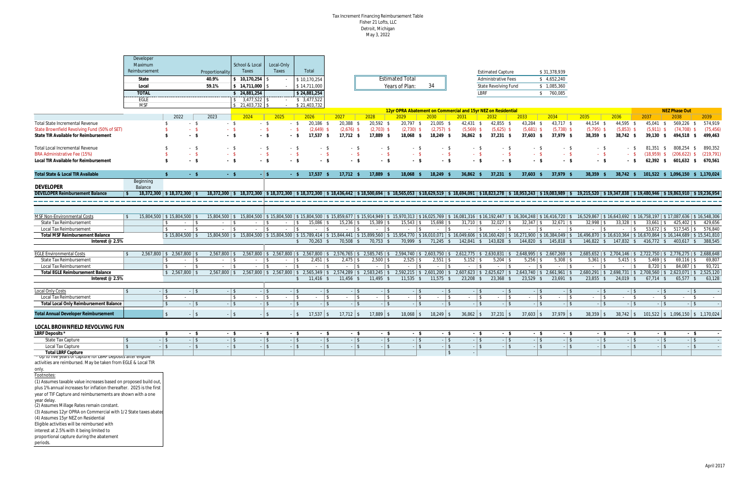Tax Increment Financing Reimbursement Table
Fisher 21 Lofts, LLC
Detroit, Michigan
May 3, 2022

| Developer Maximum Reimbursement | Proportionality | School & Local Taxes | Local-Only Taxes | Total |
|---|---|---|---|---|
| State | 40.9% | $ 10,170,254 | $ - | $ 10,170,254 |
| Local | 59.1% | $ 14,711,000 | $ - | $ 14,711,000 |
| TOTAL | | $ 24,881,254 | | $ 24,881,254 |
| EGLE | | $ 3,477,522 | $ - | $ 3,477,522 |
| MSF | | $ 21,403,732 | $ - | $ 21,403,732 |

| Estimated Total Years of Plan: | 34 |
|---|---|

| | |
|---|---|
| Estimated Capture | $ 31,378,939 |
| Administrative Fees | $ 4,652,240 |
| State Revolving Fund | $ 1,085,360 |
| LBRF | $ 760,085 |

12yr OPRA Abatement on Commercial and 15yr NEZ on Residential (2026–2036); NEZ Phase Out (2037–2039)

| | Beginning Balance | 2022 | 2023 | 2024 | 2025 | 2026 | 2027 | 2028 | 2029 | 2030 | 2031 | 2032 | 2033 | 2034 | 2035 | 2036 | 2037 | 2038 | 2039 |
|---|---|---|---|---|---|---|---|---|---|---|---|---|---|---|---|---|---|---|---|
| Total State Incremental Revenue | | $ - | $ - | $ - | $ - | $ 20,186 | $ 20,388 | $ 20,592 | $ 20,797 | $ 21,005 | $ 42,431 | $ 42,855 | $ 43,284 | $ 43,717 | $ 44,154 | $ 44,595 | $ 45,041 | $ 569,226 | $ 574,919 |
| State Brownfield Revolving Fund (50% of SET) | | $ - | $ - | $ - | $ - | $ (2,649) | $ (2,676) | $ (2,703) | $ (2,730) | $ (2,757) | $ (5,569) | $ (5,625) | $ (5,681) | $ (5,738) | $ (5,795) | $ (5,853) | $ (5,911) | $ (74,708) | $ (75,456) |
| **State TIR Available for Reimbursement** | | **$ -** | **$ -** | **$ -** | **$ -** | **$ 17,537** | **$ 17,712** | **$ 17,889** | **$ 18,068** | **$ 18,249** | **$ 36,862** | **$ 37,231** | **$ 37,603** | **$ 37,979** | **$ 38,359** | **$ 38,742** | **$ 39,130** | **$ 494,518** | **$ 499,463** |
| Total Local Incremental Revenue | | $ - | $ - | $ - | $ - | $ - | $ - | $ - | $ - | $ - | $ - | $ - | $ - | $ - | $ - | $ - | $ 81,351 | $ 808,254 | $ 890,352 |
| BRA Administrative Fee (15%) | | $ - | $ - | $ - | $ - | $ - | $ - | $ - | $ - | $ - | $ - | $ - | $ - | $ - | $ - | $ - | $ (18,959) | $ (206,622) | $ (219,791) |
| **Local TIR Available for Reimbursement** | | **$ -** | **$ -** | **$ -** | **$ -** | **$ -** | **$ -** | **$ -** | **$ -** | **$ -** | **$ -** | **$ -** | **$ -** | **$ -** | **$ -** | **$ -** | **$ 62,392** | **$ 601,632** | **$ 670,561** |
| **Total State & Local TIR Available** | | **$ -** | **$ -** | **$ -** | **$ -** | **$ 17,537** | **$ 17,712** | **$ 17,889** | **$ 18,068** | **$ 18,249** | **$ 36,862** | **$ 37,231** | **$ 37,603** | **$ 37,979** | **$ 38,359** | **$ 38,742** | **$ 101,522** | **$ 1,096,150** | **$ 1,170,024** |
| **DEVELOPER** | | | | | | | | | | | | | | | | | | | |
| **DEVELOPER Reimbursement Balance** | $ 18,372,300 | $ 18,372,300 | $ 18,372,300 | $ 18,372,300 | $ 18,372,300 | $ 18,372,300 | $ 18,436,442 | $ 18,500,694 | $ 18,565,053 | $ 18,629,519 | $ 18,694,091 | $ 18,823,278 | $ 18,953,243 | $ 19,083,989 | $ 19,215,520 | $ 19,347,838 | $ 19,480,946 | $ 19,863,910 | $ 19,236,954 |
| MSF Non-Environmental Costs | $ 15,804,500 | $ 15,804,500 | $ 15,804,500 | $ 15,804,500 | $ 15,804,500 | $ 15,804,500 | $ 15,859,677 | $ 15,914,949 | $ 15,970,313 | $ 16,025,769 | $ 16,081,316 | $ 16,192,447 | $ 16,304,248 | $ 16,416,720 | $ 16,529,867 | $ 16,643,692 | $ 16,758,197 | $ 17,087,636 | $ 16,548,306 |
| State Tax Reimbursement | | $ - | $ - | $ - | $ - | $ 15,086 | $ 15,236 | $ 15,389 | $ 15,543 | $ 15,698 | $ 31,710 | $ 32,027 | $ 32,347 | $ 32,671 | $ 32,998 | $ 33,328 | $ 33,661 | $ 425,402 | $ 429,656 |
| Local Tax Reimbursement | | $ - | $ - | $ - | $ - | $ - | $ - | $ - | $ - | $ - | $ - | $ - | $ - | $ - | $ - | $ - | $ 53,672 | $ 517,545 | $ 576,840 |
| **Total MSF Reimbursement Balance** | | $ 15,804,500 | $ 15,804,500 | $ 15,804,500 | $ 15,804,500 | $ 15,789,414 | $ 15,844,441 | $ 15,899,560 | $ 15,954,770 | $ 16,010,071 | $ 16,049,606 | $ 16,160,420 | $ 16,271,900 | $ 16,384,049 | $ 16,496,870 | $ 16,610,364 | $ 16,670,864 | $ 16,144,689 | $ 15,541,810 |
| **Interest @ 2.5%** | | | | | | $ 70,263 | $ 70,508 | $ 70,753 | $ 70,999 | $ 71,245 | $ 142,841 | $ 143,828 | $ 144,820 | $ 145,818 | $ 146,822 | $ 147,832 | $ 416,772 | $ 403,617 | $ 388,545 |
| EGLE Environmental Costs | $ 2,567,800 | $ 2,567,800 | $ 2,567,800 | $ 2,567,800 | $ 2,567,800 | $ 2,567,800 | $ 2,576,765 | $ 2,585,745 | $ 2,594,740 | $ 2,603,750 | $ 2,612,775 | $ 2,630,831 | $ 2,648,995 | $ 2,667,269 | $ 2,685,652 | $ 2,704,146 | $ 2,722,750 | $ 2,776,275 | $ 2,688,648 |
| State Tax Reimbursement | | $ - | $ - | $ - | $ - | $ 2,451 | $ 2,475 | $ 2,500 | $ 2,525 | $ 2,551 | $ 5,152 | $ 5,204 | $ 5,256 | $ 5,308 | $ 5,361 | $ 5,415 | $ 5,469 | $ 69,116 | $ 69,807 |
| Local Tax Reimbursement | | $ - | $ - | $ - | $ - | $ - | $ - | $ - | $ - | $ - | $ - | $ - | $ - | $ - | $ - | $ - | $ 8,720 | $ 84,087 | $ 93,721 |
| **Total EGLE Reimbursement Balance** | | $ 2,567,800 | $ 2,567,800 | $ 2,567,800 | $ 2,567,800 | $ 2,565,349 | $ 2,574,289 | $ 2,583,245 | $ 2,592,215 | $ 2,601,200 | $ 2,607,623 | $ 2,625,627 | $ 2,643,740 | $ 2,661,961 | $ 2,680,291 | $ 2,698,731 | $ 2,708,560 | $ 2,623,071 | $ 2,525,120 |
| **Interest @ 2.5%** | | | | | | $ 11,416 | $ 11,456 | $ 11,495 | $ 11,535 | $ 11,575 | $ 23,208 | $ 23,368 | $ 23,529 | $ 23,691 | $ 23,855 | $ 24,019 | $ 67,714 | $ 65,577 | $ 63,128 |
| Local Only Costs | $ - | $ - | $ - | $ - | $ - | $ - | $ - | $ - | $ - | $ - | $ - | $ - | $ - | $ - | $ - | $ - | $ - | $ - | $ - |
| Local Tax Reimbursement | | $ - | | $ - | $ - | $ - | $ - | $ - | $ - | $ - | $ - | $ - | $ - | $ - | $ - | $ - | $ - | $ - | $ - |
| **Total Local Only Reimbursement Balance** | | $ - | $ - | $ - | $ - | $ - | $ - | $ - | $ - | $ - | $ - | $ - | $ - | $ - | $ - | $ - | $ - | $ - | $ - |
| **Total Annual Developer Reimbursement** | | $ - | $ - | $ - | $ - | $ 17,537 | $ 17,712 | $ 17,889 | $ 18,068 | $ 18,249 | $ 36,862 | $ 37,231 | $ 37,603 | $ 37,979 | $ 38,359 | $ 38,742 | $ 101,522 | $ 1,096,150 | $ 1,170,024 |
| **LOCAL BROWNFIELD REVOLVING FUN** | | | | | | | | | | | | | | | | | | | |
| **LBRF Deposits*** | | $ - | $ - | $ - | $ - | $ - | $ - | $ - | $ - | $ - | $ - | $ - | $ - | $ - | $ - | $ - | $ - | $ - | $ - |
| State Tax Capture | $ - | $ - | $ - | $ - | $ - | $ - | $ - | $ - | $ - | $ - | $ - | $ - | $ - | $ - | $ - | $ - | $ - | $ - | $ - |
| Local Tax Capture | $ - | $ - | $ - | $ - | $ - | $ - | $ - | $ - | $ - | $ - | $ - | $ - | $ - | $ - | $ - | $ - | $ - | $ - | $ - |
| **Total LBRF Capture** | | | | | | | | | | | $ - | | | | | | | | |

\* Up to five years of capture for LBRF Deposits after eligible activities are reimbursed. May be taken from EGLE & Local TIR only.

Footnotes:

(1) Assumes taxable value increases based on proposed build out, plus 1% annual increases for inflation thereafter. 2025 is the first year of TIF Capture and reimbursements are shown with a one year delay.

(2) Assumes Millage Rates remain constant.

(3) Assumes 12yr OPRA on Commercial with 1/2 State taxes abated

(4) Assumes 15yr NEZ on Residential

Eligible activities will be reimbursed with interest at 2.5% with it being limited to proportional capture during the abatement periods.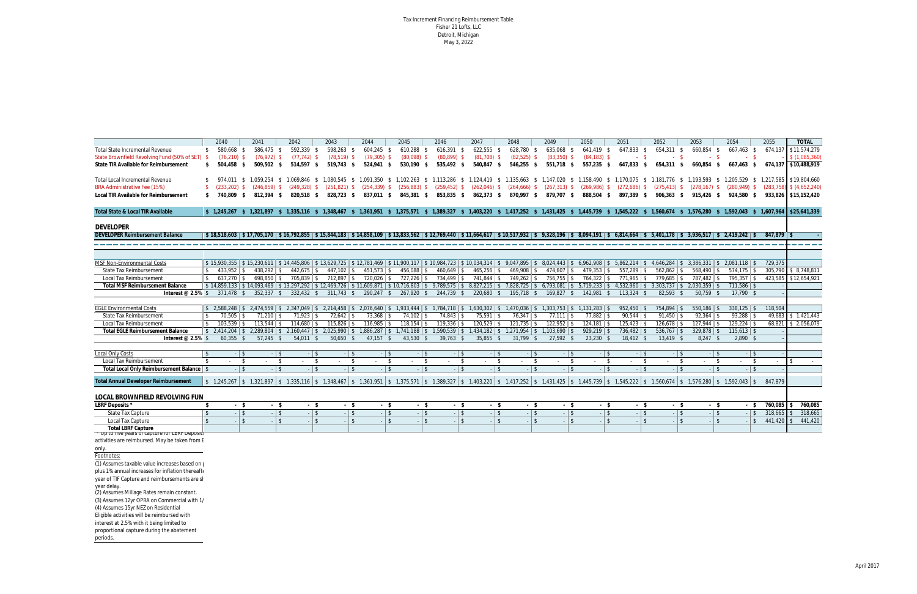Tax Increment Financing Reimbursement Table
Fisher 21 Lofts, LLC
Detroit, Michigan
May 3, 2022

| | 2040 | 2041 | 2042 | 2043 | 2044 | 2045 | 2046 | 2047 | 2048 | 2049 | 2050 | 2051 | 2052 | 2053 | 2054 | 2055 | TOTAL |
|---|---|---|---|---|---|---|---|---|---|---|---|---|---|---|---|---|---|
| Total State Incremental Revenue | $ 580,668 | $ 586,475 | $ 592,339 | $ 598,263 | $ 604,245 | $ 610,288 | $ 616,391 | $ 622,555 | $ 628,780 | $ 635,068 | $ 641,419 | $ 647,833 | $ 654,311 | $ 660,854 | $ 667,463 | $ 674,137 | $ 11,574,279 |
| State Brownfield Revolving Fund (50% of SET) | $ (76,210) | $ (76,972) | $ (77,742) | $ (78,519) | $ (79,305) | $ (80,098) | $ (80,899) | $ (81,708) | $ (82,525) | $ (83,350) | $ (84,183) | $ - | $ - | $ - | $ - | $ - | $ (1,085,360) |
| **State TIR Available for Reimbursement** | **$ 504,458** | **$ 509,502** | **$ 514,597** | **$ 519,743** | **$ 524,941** | **$ 530,190** | **$ 535,492** | **$ 540,847** | **$ 546,255** | **$ 551,718** | **$ 557,235** | **$ 647,833** | **$ 654,311** | **$ 660,854** | **$ 667,463** | **$ 674,137** | **$ 10,488,919** |
| | | | | | | | | | | | | | | | | | |
| Total Local Incremental Revenue | $ 974,011 | $ 1,059,254 | $ 1,069,846 | $ 1,080,545 | $ 1,091,350 | $ 1,102,263 | $ 1,113,286 | $ 1,124,419 | $ 1,135,663 | $ 1,147,020 | $ 1,158,490 | $ 1,170,075 | $ 1,181,776 | $ 1,193,593 | $ 1,205,529 | $ 1,217,585 | $ 19,804,660 |
| BRA Administrative Fee (15%) | $ (233,202) | $ (246,859) | $ (249,328) | $ (251,821) | $ (254,339) | $ (256,883) | $ (259,452) | $ (262,046) | $ (264,666) | $ (267,313) | $ (269,986) | $ (272,686) | $ (275,413) | $ (278,167) | $ (280,949) | $ (283,758) | $ (4,652,240) |
| **Local TIR Available for Reimbursement** | **$ 740,809** | **$ 812,394** | **$ 820,518** | **$ 828,723** | **$ 837,011** | **$ 845,381** | **$ 853,835** | **$ 862,373** | **$ 870,997** | **$ 879,707** | **$ 888,504** | **$ 897,389** | **$ 906,363** | **$ 915,426** | **$ 924,580** | **$ 933,826** | **$ 15,152,420** |
| | | | | | | | | | | | | | | | | | |
| **Total State & Local TIR Available** | **$ 1,245,267** | **$ 1,321,897** | **$ 1,335,116** | **$ 1,348,467** | **$ 1,361,951** | **$ 1,375,571** | **$ 1,389,327** | **$ 1,403,220** | **$ 1,417,252** | **$ 1,431,425** | **$ 1,445,739** | **$ 1,545,222** | **$ 1,560,674** | **$ 1,576,280** | **$ 1,592,043** | **$ 1,607,964** | **$ 25,641,339** |
| | | | | | | | | | | | | | | | | | |
| **DEVELOPER** | | | | | | | | | | | | | | | | | |
| **DEVELOPER Reimbursement Balance** | $ 18,518,603 | $ 17,705,170 | $ 16,792,855 | $ 15,844,183 | $ 14,858,109 | $ 13,833,562 | $ 12,769,440 | $ 11,664,617 | $ 10,517,932 | $ 9,328,196 | $ 8,094,191 | $ 6,814,664 | $ 5,401,178 | $ 3,936,517 | $ 2,419,242 | $ 847,879 | $ - |
| | | | | | | | | | | | | | | | | | |
| MSF Non-Environmental Costs | $ 15,930,355 | $ 15,230,611 | $ 14,445,806 | $ 13,629,725 | $ 12,781,469 | $ 11,900,117 | $ 10,984,723 | $ 10,034,314 | $ 9,047,895 | $ 8,024,443 | $ 6,962,908 | $ 5,862,214 | $ 4,646,284 | $ 3,386,331 | $ 2,081,118 | $ 729,375 | |
| State Tax Reimbursement | $ 433,952 | $ 438,292 | $ 442,675 | $ 447,102 | $ 451,573 | $ 456,088 | $ 460,649 | $ 465,256 | $ 469,908 | $ 474,607 | $ 479,353 | $ 557,289 | $ 562,862 | $ 568,490 | $ 574,175 | $ 305,790 | $ 8,748,811 |
| Local Tax Reimbursement | $ 637,270 | $ 698,850 | $ 705,839 | $ 712,897 | $ 720,026 | $ 727,226 | $ 734,499 | $ 741,844 | $ 749,262 | $ 756,755 | $ 764,322 | $ 771,965 | $ 779,685 | $ 787,482 | $ 795,357 | $ 423,585 | $ 12,654,921 |
| **Total MSF Reimbursement Balance** | $ 14,859,133 | $ 14,093,469 | $ 13,297,292 | $ 12,469,726 | $ 11,609,871 | $ 10,716,803 | $ 9,789,575 | $ 8,827,215 | $ 7,828,725 | $ 6,793,081 | $ 5,719,233 | $ 4,532,960 | $ 3,303,737 | $ 2,030,359 | $ 711,586 | $ - | |
| **Interest @ 2.5%** | $ 371,478 | $ 352,337 | $ 332,432 | $ 311,743 | $ 290,247 | $ 267,920 | $ 244,739 | $ 220,680 | $ 195,718 | $ 169,827 | $ 142,981 | $ 113,324 | $ 82,593 | $ 50,759 | $ 17,790 | $ - | |
| | | | | | | | | | | | | | | | | | |
| EGLE Environmental Costs | $ 2,588,248 | $ 2,474,559 | $ 2,347,049 | $ 2,214,458 | $ 2,076,640 | $ 1,933,444 | $ 1,784,718 | $ 1,630,302 | $ 1,470,036 | $ 1,303,753 | $ 1,131,283 | $ 952,450 | $ 754,894 | $ 550,186 | $ 338,125 | $ 118,504 | |
| State Tax Reimbursement | $ 70,505 | $ 71,210 | $ 71,923 | $ 72,642 | $ 73,368 | $ 74,102 | $ 74,843 | $ 75,591 | $ 76,347 | $ 77,111 | $ 77,882 | $ 90,544 | $ 91,450 | $ 92,364 | $ 93,288 | $ 49,683 | $ 1,421,443 |
| Local Tax Reimbursement | $ 103,539 | $ 113,544 | $ 114,680 | $ 115,826 | $ 116,985 | $ 118,154 | $ 119,336 | $ 120,529 | $ 121,735 | $ 122,952 | $ 124,181 | $ 125,423 | $ 126,678 | $ 127,944 | $ 129,224 | $ 68,821 | $ 2,056,079 |
| **Total EGLE Reimbursement Balance** | $ 2,414,204 | $ 2,289,804 | $ 2,160,447 | $ 2,025,990 | $ 1,886,287 | $ 1,741,188 | $ 1,590,539 | $ 1,434,182 | $ 1,271,954 | $ 1,103,690 | $ 929,219 | $ 736,482 | $ 536,767 | $ 329,878 | $ 115,613 | $ - | |
| **Interest @ 2.5%** | $ 60,355 | $ 57,245 | $ 54,011 | $ 50,650 | $ 47,157 | $ 43,530 | $ 39,763 | $ 35,855 | $ 31,799 | $ 27,592 | $ 23,230 | $ 18,412 | $ 13,419 | $ 8,247 | $ 2,890 | $ - | |
| | | | | | | | | | | | | | | | | | |
| Local Only Costs | $ - | $ - | $ - | $ - | $ - | $ - | $ - | $ - | $ - | $ - | $ - | $ - | $ - | $ - | $ - | $ - | |
| Local Tax Reimbursement | $ - | $ - | $ - | $ - | $ - | $ - | $ - | $ - | $ - | $ - | $ - | $ - | $ - | $ - | $ - | $ - | $ - |
| **Total Local Only Reimbursement Balance** | $ - | $ - | $ - | $ - | $ - | $ - | $ - | $ - | $ - | $ - | $ - | $ - | $ - | $ - | $ - | $ - | |
| | | | | | | | | | | | | | | | | | |
| **Total Annual Developer Reimbursement** | $ 1,245,267 | $ 1,321,897 | $ 1,335,116 | $ 1,348,467 | $ 1,361,951 | $ 1,375,571 | $ 1,389,327 | $ 1,403,220 | $ 1,417,252 | $ 1,431,425 | $ 1,445,739 | $ 1,545,222 | $ 1,560,674 | $ 1,576,280 | $ 1,592,043 | $ 847,879 | |
| | | | | | | | | | | | | | | | | | |
| **LOCAL BROWNFIELD REVOLVING FUN** | | | | | | | | | | | | | | | | | |
| **LBRF Deposits *** | $ - | $ - | $ - | $ - | $ - | $ - | $ - | $ - | $ - | $ - | $ - | $ - | $ - | $ - | $ - | $ 760,085 | $ 760,085 |
| State Tax Capture | $ - | $ - | $ - | $ - | $ - | $ - | $ - | $ - | $ - | $ - | $ - | $ - | $ - | $ - | $ - | $ 318,665 | $ 318,665 |
| Local Tax Capture | $ - | $ - | $ - | $ - | $ - | $ - | $ - | $ - | $ - | $ - | $ - | $ - | $ - | $ - | $ - | $ 441,420 | $ 441,420 |
| **Total LBRF Capture** | | | | | | | | | | | | | | | | | |

* Up to five years of capture for LBRF Deposits activities are reimbursed. May be taken from E only.

Footnotes:

(1) Assumes taxable value increases based on plus 1% annual increases for inflation thereaft year of TIF Capture and reimbursements are sh year delay.

(2) Assumes Millage Rates remain constant.

(3) Assumes 12yr OPRA on Commercial with 1/

(4) Assumes 15yr NEZ on Residential

Eligible activities will be reimbursed with interest at 2.5% with it being limited to proportional capture during the abatement periods.

April 2017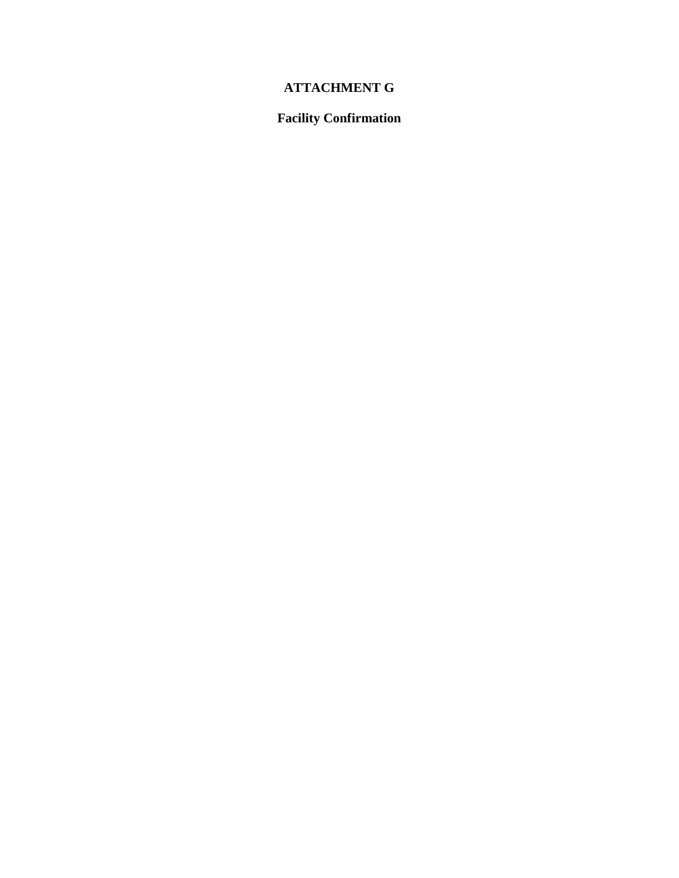# ATTACHMENT G

## Facility Confirmation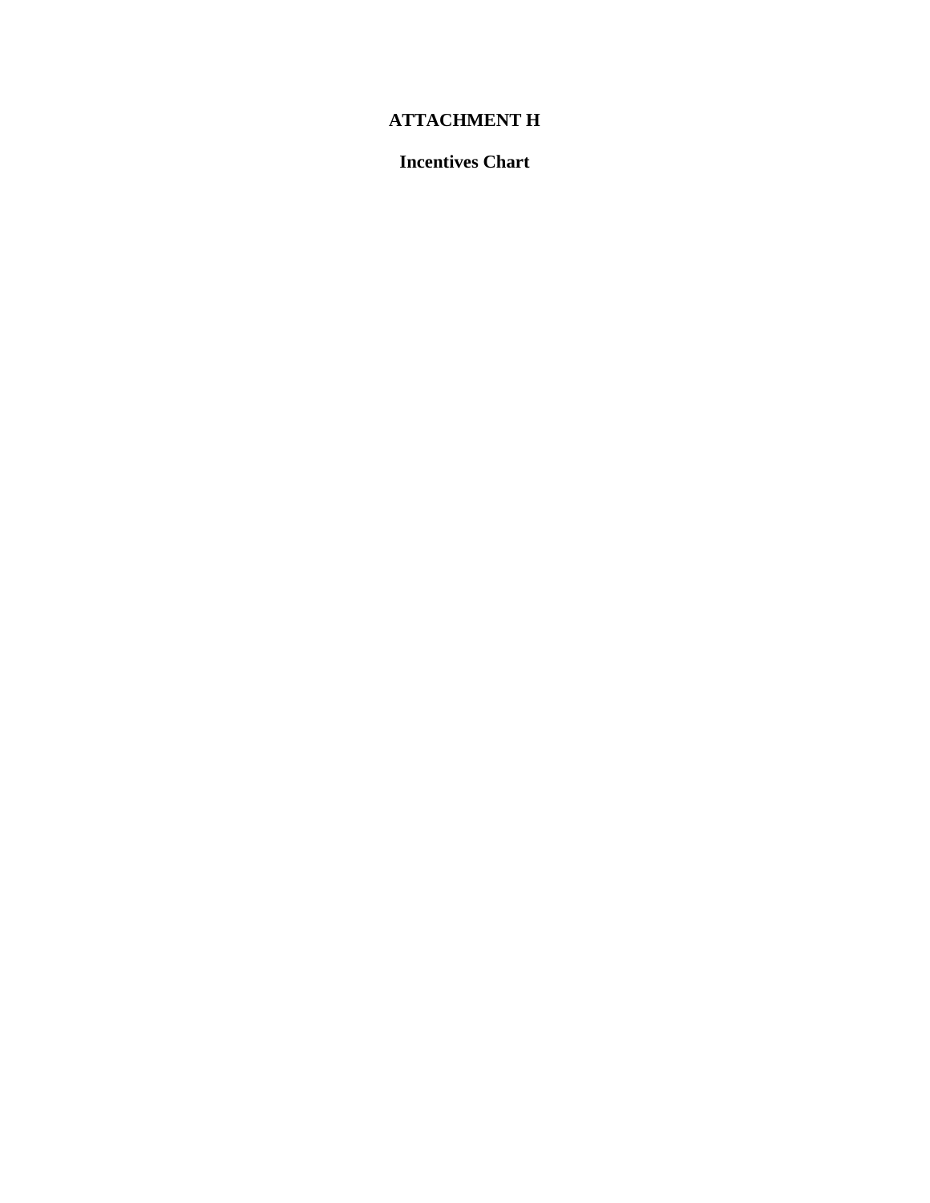# ATTACHMENT H

## Incentives Chart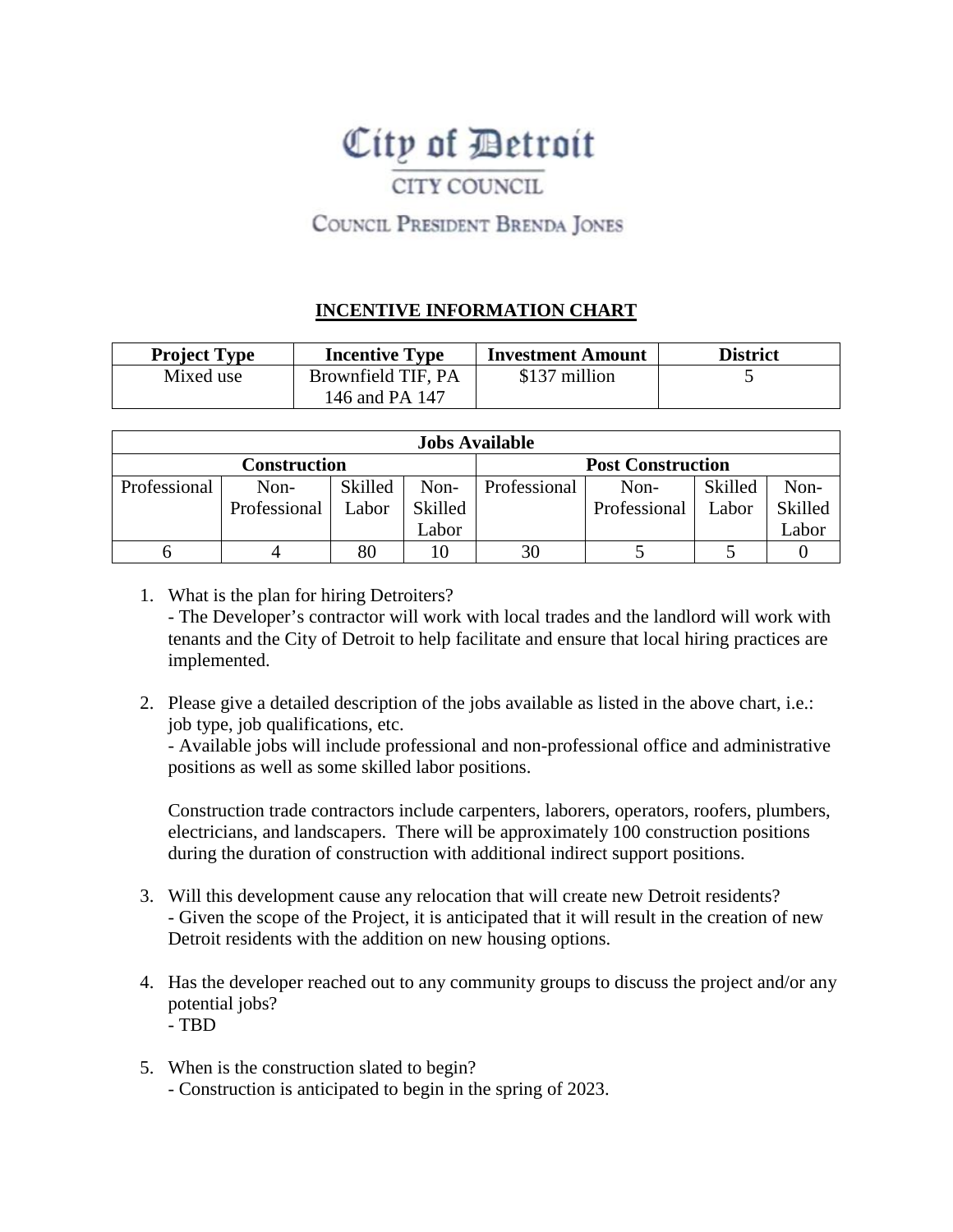# City of Detroit

CITY COUNCIL

COUNCIL PRESIDENT BRENDA JONES

## INCENTIVE INFORMATION CHART

| Project Type | Incentive Type | Investment Amount | District |
|---|---|---|---|
| Mixed use | Brownfield TIF, PA 146 and PA 147 | $137 million | 5 |

| Jobs Available | | | | | | | |
|---|---|---|---|---|---|---|---|
| Construction | | | | Post Construction | | | |
| Professional | Non-Professional | Skilled Labor | Non-Skilled Labor | Professional | Non-Professional | Skilled Labor | Non-Skilled Labor |
| 6 | 4 | 80 | 10 | 30 | 5 | 5 | 0 |

1. What is the plan for hiring Detroiters?
   - The Developer's contractor will work with local trades and the landlord will work with tenants and the City of Detroit to help facilitate and ensure that local hiring practices are implemented.

2. Please give a detailed description of the jobs available as listed in the above chart, i.e.: job type, job qualifications, etc.
   - Available jobs will include professional and non-professional office and administrative positions as well as some skilled labor positions.

   Construction trade contractors include carpenters, laborers, operators, roofers, plumbers, electricians, and landscapers. There will be approximately 100 construction positions during the duration of construction with additional indirect support positions.

3. Will this development cause any relocation that will create new Detroit residents?
   - Given the scope of the Project, it is anticipated that it will result in the creation of new Detroit residents with the addition on new housing options.

4. Has the developer reached out to any community groups to discuss the project and/or any potential jobs?
   - TBD

5. When is the construction slated to begin?
   - Construction is anticipated to begin in the spring of 2023.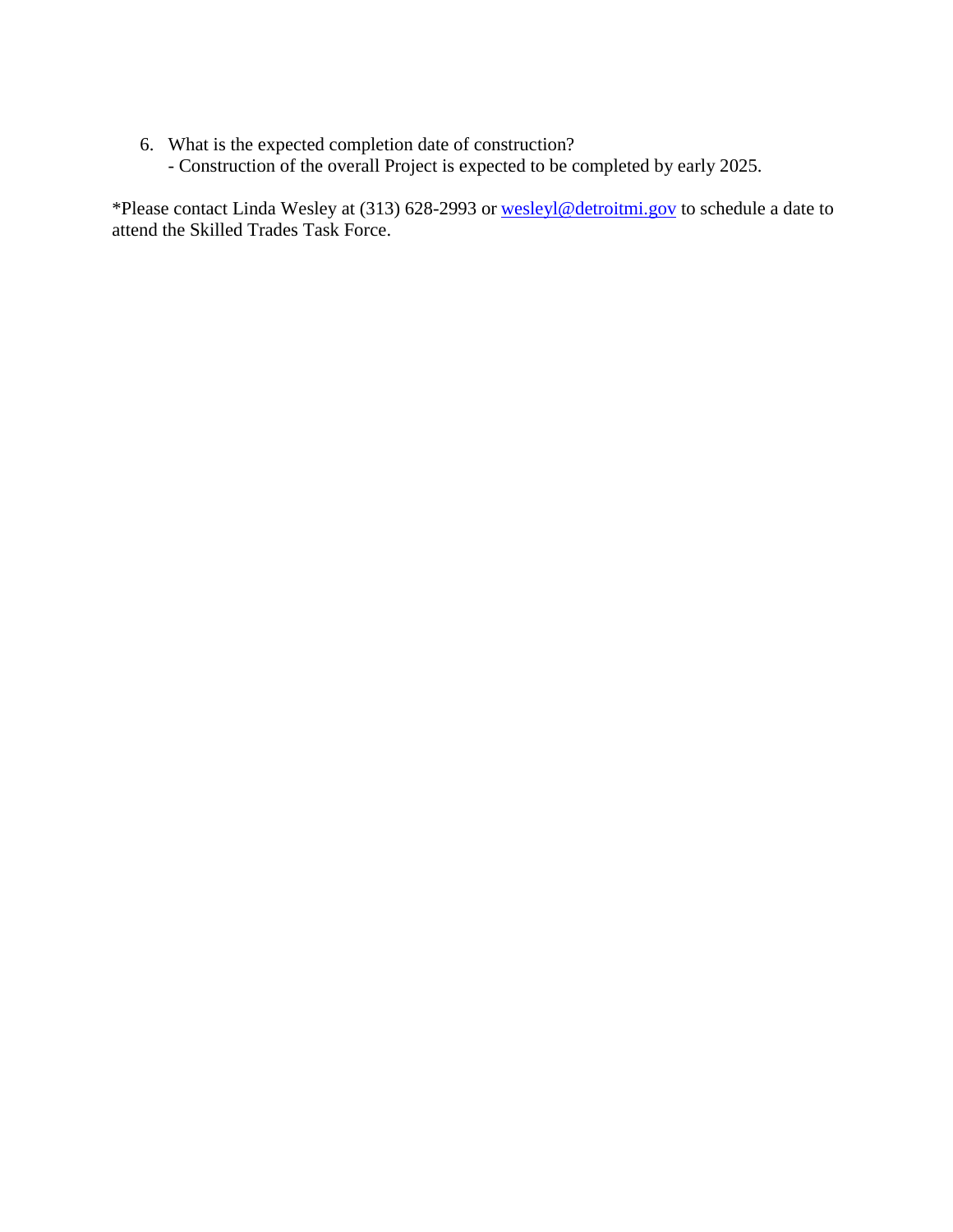6. What is the expected completion date of construction?
   - Construction of the overall Project is expected to be completed by early 2025.

*Please contact Linda Wesley at (313) 628-2993 or wesleyl@detroitmi.gov to schedule a date to attend the Skilled Trades Task Force.